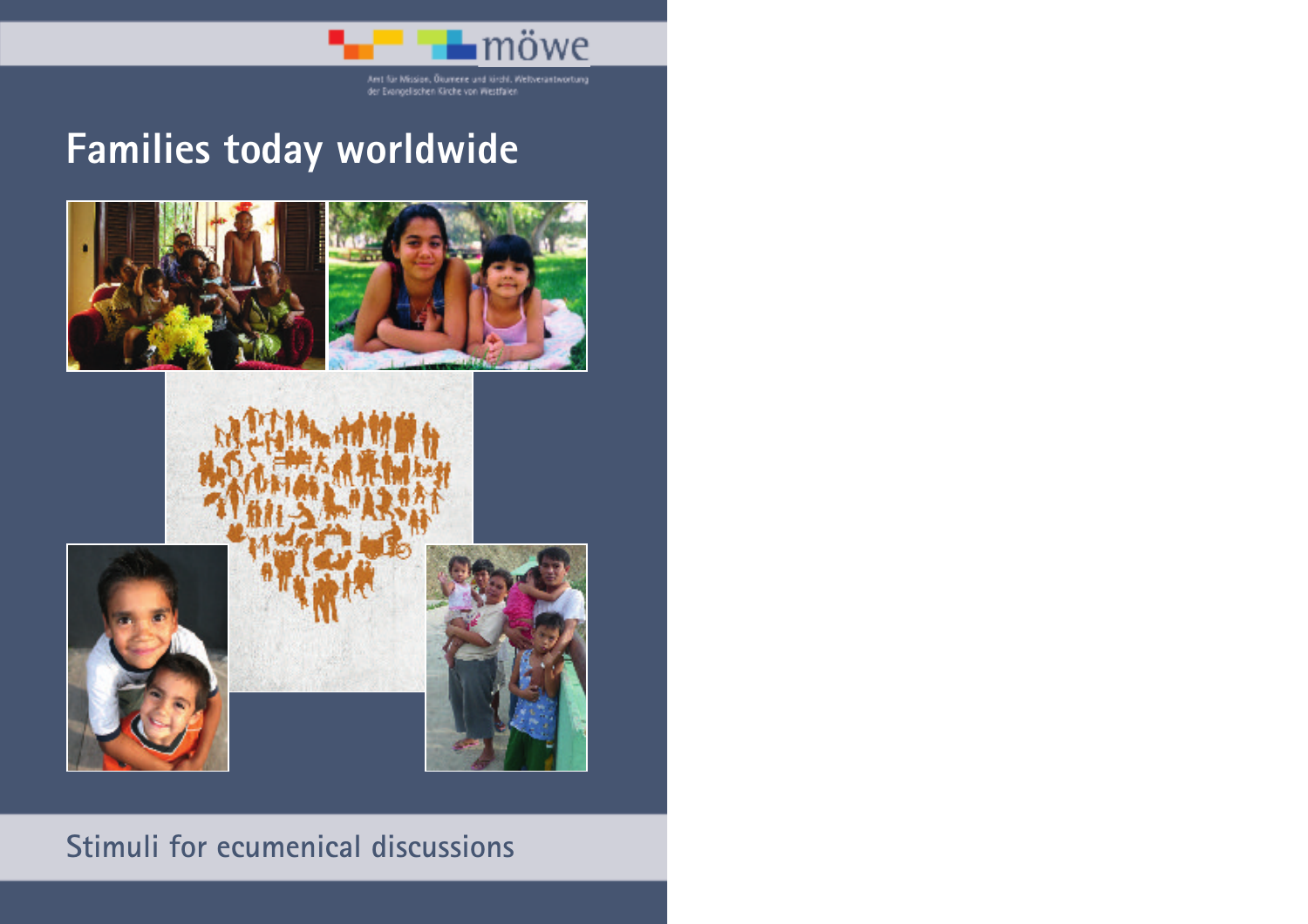möwe

Amt für Mission, Ökumene und kirchl. Weltverantwortung der Evangelischen Kirche von Westfalen

# Families today worldwide

Stimuli for ecumenical discussions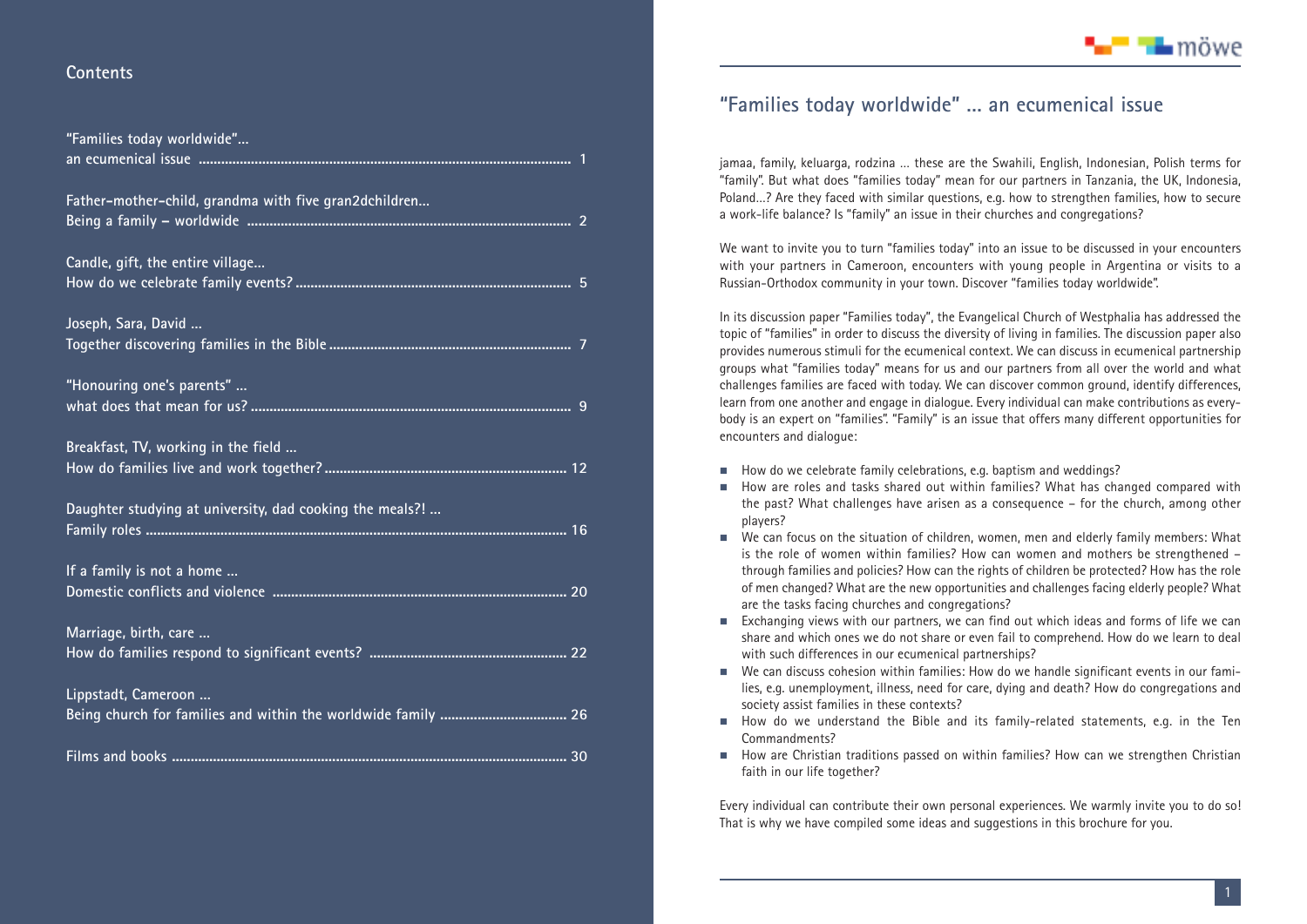## Contents

"Families today worldwide"...
an ecumenical issue ............ 1

Father-mother-child, grandma with five gran2dchildren...
Being a family – worldwide ............ 2

Candle, gift, the entire village...
How do we celebrate family events? ............ 5

Joseph, Sara, David ...
Together discovering families in the Bible ............ 7

"Honouring one's parents" ...
what does that mean for us? ............ 9

Breakfast, TV, working in the field ...
How do families live and work together? ............ 12

Daughter studying at university, dad cooking the meals?! ...
Family roles ............ 16

If a family is not a home ...
Domestic conflicts and violence ............ 20

Marriage, birth, care ...
How do families respond to significant events? ............ 22

Lippstadt, Cameroon ...
Being church for families and within the worldwide family ............ 26

Films and books ............ 30

# "Families today worldwide" ... an ecumenical issue

jamaa, family, keluarga, rodzina ... these are the Swahili, English, Indonesian, Polish terms for "family". But what does "families today" mean for our partners in Tanzania, the UK, Indonesia, Poland...? Are they faced with similar questions, e.g. how to strengthen families, how to secure a work-life balance? Is "family" an issue in their churches and congregations?

We want to invite you to turn "families today" into an issue to be discussed in your encounters with your partners in Cameroon, encounters with young people in Argentina or visits to a Russian-Orthodox community in your town. Discover "families today worldwide".

In its discussion paper "Families today", the Evangelical Church of Westphalia has addressed the topic of "families" in order to discuss the diversity of living in families. The discussion paper also provides numerous stimuli for the ecumenical context. We can discuss in ecumenical partnership groups what "families today" means for us and our partners from all over the world and what challenges families are faced with today. We can discover common ground, identify differences, learn from one another and engage in dialogue. Every individual can make contributions as everybody is an expert on "families". "Family" is an issue that offers many different opportunities for encounters and dialogue:

- How do we celebrate family celebrations, e.g. baptism and weddings?
- How are roles and tasks shared out within families? What has changed compared with the past? What challenges have arisen as a consequence – for the church, among other players?
- We can focus on the situation of children, women, men and elderly family members: What is the role of women within families? How can women and mothers be strengthened – through families and policies? How can the rights of children be protected? How has the role of men changed? What are the new opportunities and challenges facing elderly people? What are the tasks facing churches and congregations?
- Exchanging views with our partners, we can find out which ideas and forms of life we can share and which ones we do not share or even fail to comprehend. How do we learn to deal with such differences in our ecumenical partnerships?
- We can discuss cohesion within families: How do we handle significant events in our families, e.g. unemployment, illness, need for care, dying and death? How do congregations and society assist families in these contexts?
- How do we understand the Bible and its family-related statements, e.g. in the Ten Commandments?
- How are Christian traditions passed on within families? How can we strengthen Christian faith in our life together?

Every individual can contribute their own personal experiences. We warmly invite you to do so! That is why we have compiled some ideas and suggestions in this brochure for you.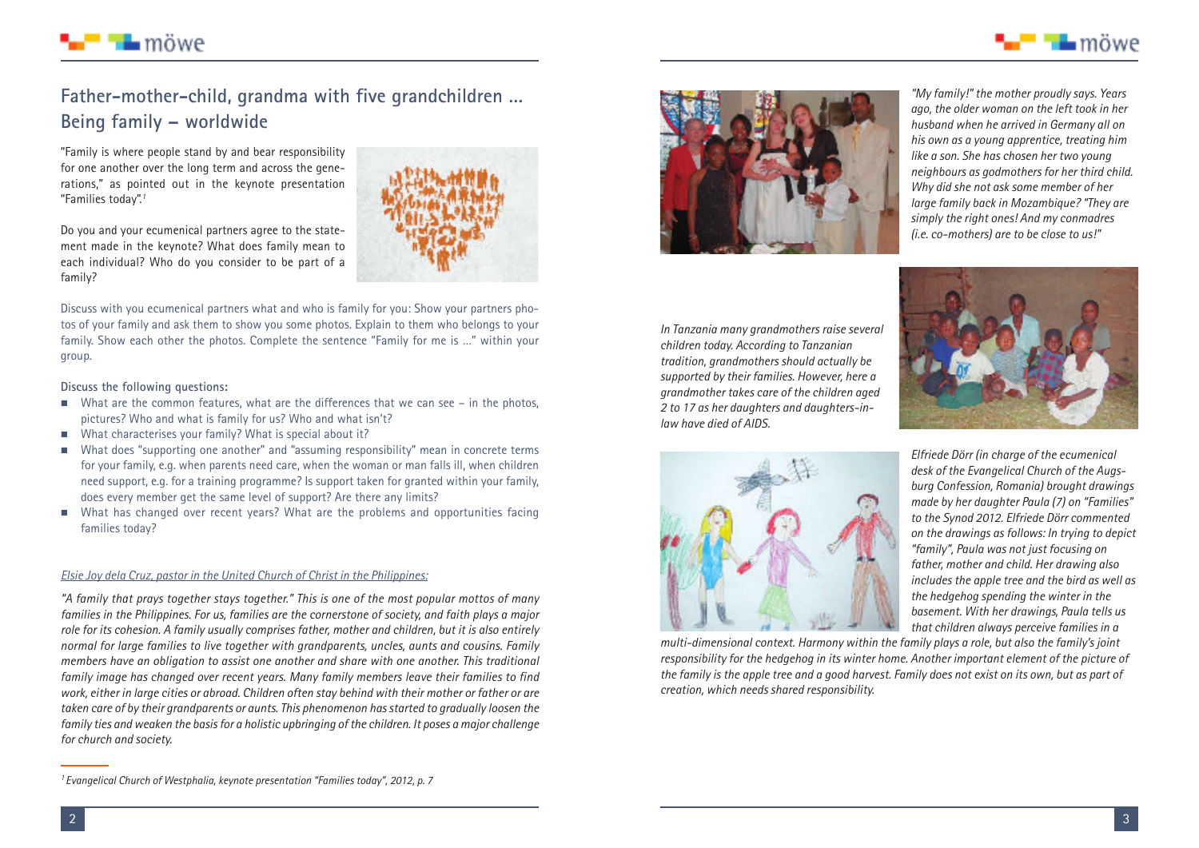## Father-mother-child, grandma with five grandchildren ... Being family – worldwide

"Family is where people stand by and bear responsibility for one another over the long term and across the generations," as pointed out in the keynote presentation "Families today".[1]

Do you and your ecumenical partners agree to the statement made in the keynote? What does family mean to each individual? Who do you consider to be part of a family?

Discuss with you ecumenical partners what and who is family for you: Show your partners photos of your family and ask them to show you some photos. Explain to them who belongs to your family. Show each other the photos. Complete the sentence "Family for me is ..." within your group.

**Discuss the following questions:**

- What are the common features, what are the differences that we can see – in the photos, pictures? Who and what is family for us? Who and what isn't?
- What characterises your family? What is special about it?
- What does "supporting one another" and "assuming responsibility" mean in concrete terms for your family, e.g. when parents need care, when the woman or man falls ill, when children need support, e.g. for a training programme? Is support taken for granted within your family, does every member get the same level of support? Are there any limits?
- What has changed over recent years? What are the problems and opportunities facing families today?

*Elsie Joy dela Cruz, pastor in the United Church of Christ in the Philippines:*

*"A family that prays together stays together." This is one of the most popular mottos of many families in the Philippines. For us, families are the cornerstone of society, and faith plays a major role for its cohesion. A family usually comprises father, mother and children, but it is also entirely normal for large families to live together with grandparents, uncles, aunts and cousins. Family members have an obligation to assist one another and share with one another. This traditional family image has changed over recent years. Many family members leave their families to find work, either in large cities or abroad. Children often stay behind with their mother or father or are taken care of by their grandparents or aunts. This phenomenon has started to gradually loosen the family ties and weaken the basis for a holistic upbringing of the children. It poses a major challenge for church and society.*

[1] *Evangelical Church of Westphalia, keynote presentation "Families today", 2012, p. 7*

*"My family!" the mother proudly says. Years ago, the older woman on the left took in her husband when he arrived in Germany all on his own as a young apprentice, treating him like a son. She has chosen her two young neighbours as godmothers for her third child. Why did she not ask some member of her large family back in Mozambique? "They are simply the right ones! And my conmadres (i.e. co-mothers) are to be close to us!"*

*In Tanzania many grandmothers raise several children today. According to Tanzanian tradition, grandmothers should actually be supported by their families. However, here a grandmother takes care of the children aged 2 to 17 as her daughters and daughters-in-law have died of AIDS.*

*Elfriede Dörr (in charge of the ecumenical desk of the Evangelical Church of the Augsburg Confession, Romania) brought drawings made by her daughter Paula (7) on "Families" to the Synod 2012. Elfriede Dörr commented on the drawings as follows: In trying to depict "family", Paula was not just focusing on father, mother and child. Her drawing also includes the apple tree and the bird as well as the hedgehog spending the winter in the basement. With her drawings, Paula tells us that children always perceive families in a multi-dimensional context. Harmony within the family plays a role, but also the family's joint responsibility for the hedgehog in its winter home. Another important element of the picture of the family is the apple tree and a good harvest. Family does not exist on its own, but as part of creation, which needs shared responsibility.*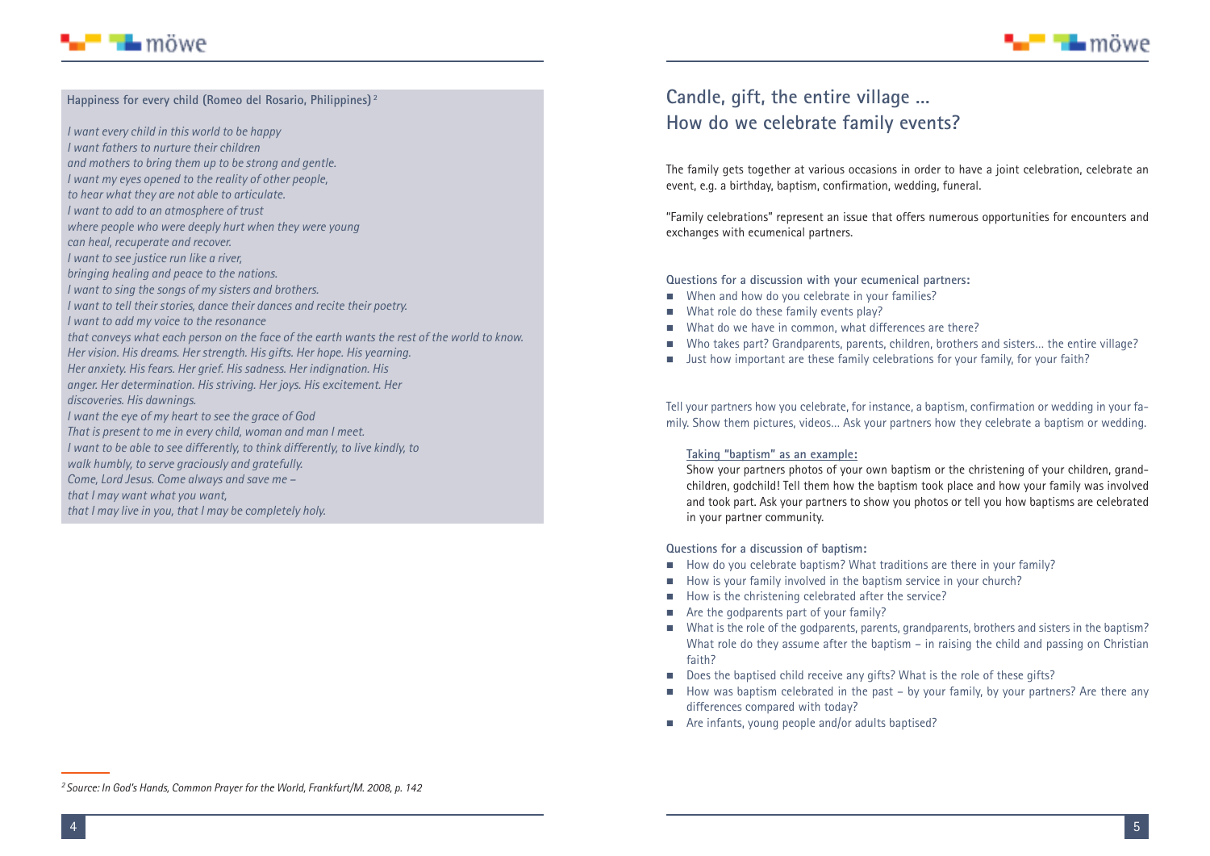**Happiness for every child (Romeo del Rosario, Philippines)** [2]

*I want every child in this world to be happy*
*I want fathers to nurture their children*
*and mothers to bring them up to be strong and gentle.*
*I want my eyes opened to the reality of other people,*
*to hear what they are not able to articulate.*
*I want to add to an atmosphere of trust*
*where people who were deeply hurt when they were young*
*can heal, recuperate and recover.*
*I want to see justice run like a river,*
*bringing healing and peace to the nations.*
*I want to sing the songs of my sisters and brothers.*
*I want to tell their stories, dance their dances and recite their poetry.*
*I want to add my voice to the resonance*
*that conveys what each person on the face of the earth wants the rest of the world to know.*
*Her vision. His dreams. Her strength. His gifts. Her hope. His yearning.*
*Her anxiety. His fears. Her grief. His sadness. Her indignation. His*
*anger. Her determination. His striving. Her joys. His excitement. Her*
*discoveries. His dawnings.*
*I want the eye of my heart to see the grace of God*
*That is present to me in every child, woman and man I meet.*
*I want to be able to see differently, to think differently, to live kindly, to*
*walk humbly, to serve graciously and gratefully.*
*Come, Lord Jesus. Come always and save me –*
*that I may want what you want,*
*that I may live in you, that I may be completely holy.*

[2] *Source: In God's Hands, Common Prayer for the World, Frankfurt/M. 2008, p. 142*

## Candle, gift, the entire village ...
## How do we celebrate family events?

The family gets together at various occasions in order to have a joint celebration, celebrate an event, e.g. a birthday, baptism, confirmation, wedding, funeral.

"Family celebrations" represent an issue that offers numerous opportunities for encounters and exchanges with ecumenical partners.

**Questions for a discussion with your ecumenical partners:**

- When and how do you celebrate in your families?
- What role do these family events play?
- What do we have in common, what differences are there?
- Who takes part? Grandparents, parents, children, brothers and sisters… the entire village?
- Just how important are these family celebrations for your family, for your faith?

Tell your partners how you celebrate, for instance, a baptism, confirmation or wedding in your family. Show them pictures, videos… Ask your partners how they celebrate a baptism or wedding.

> **Taking "baptism" as an example:**
>
> Show your partners photos of your own baptism or the christening of your children, grandchildren, godchild! Tell them how the baptism took place and how your family was involved and took part. Ask your partners to show you photos or tell you how baptisms are celebrated in your partner community.

**Questions for a discussion of baptism:**

- How do you celebrate baptism? What traditions are there in your family?
- How is your family involved in the baptism service in your church?
- How is the christening celebrated after the service?
- Are the godparents part of your family?
- What is the role of the godparents, parents, grandparents, brothers and sisters in the baptism? What role do they assume after the baptism – in raising the child and passing on Christian faith?
- Does the baptised child receive any gifts? What is the role of these gifts?
- How was baptism celebrated in the past – by your family, by your partners? Are there any differences compared with today?
- Are infants, young people and/or adults baptised?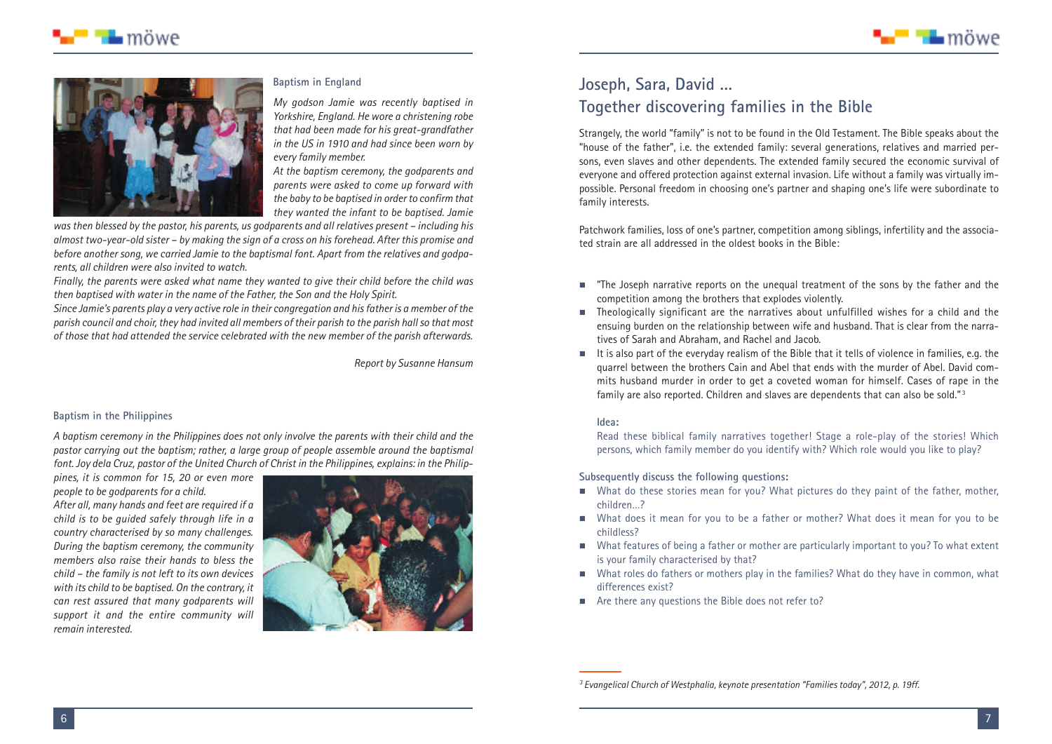### Baptism in England

*My godson Jamie was recently baptised in Yorkshire, England. He wore a christening robe that had been made for his great-grandfather in the US in 1910 and had since been worn by every family member.*

*At the baptism ceremony, the godparents and parents were asked to come up forward with the baby to be baptised in order to confirm that they wanted the infant to be baptised. Jamie was then blessed by the pastor, his parents, us godparents and all relatives present – including his almost two-year-old sister – by making the sign of a cross on his forehead. After this promise and before another song, we carried Jamie to the baptismal font. Apart from the relatives and godparents, all children were also invited to watch.*

*Finally, the parents were asked what name they wanted to give their child before the child was then baptised with water in the name of the Father, the Son and the Holy Spirit.*

*Since Jamie's parents play a very active role in their congregation and his father is a member of the parish council and choir, they had invited all members of their parish to the parish hall so that most of those that had attended the service celebrated with the new member of the parish afterwards.*

*Report by Susanne Hansum*

### Baptism in the Philippines

*A baptism ceremony in the Philippines does not only involve the parents with their child and the pastor carrying out the baptism; rather, a large group of people assemble around the baptismal font. Joy dela Cruz, pastor of the United Church of Christ in the Philippines, explains: in the Philippines, it is common for 15, 20 or even more people to be godparents for a child.*

*After all, many hands and feet are required if a child is to be guided safely through life in a country characterised by so many challenges. During the baptism ceremony, the community members also raise their hands to bless the child – the family is not left to its own devices with its child to be baptised. On the contrary, it can rest assured that many godparents will support it and the entire community will remain interested.*

## Joseph, Sara, David ... Together discovering families in the Bible

Strangely, the world "family" is not to be found in the Old Testament. The Bible speaks about the "house of the father", i.e. the extended family: several generations, relatives and married persons, even slaves and other dependents. The extended family secured the economic survival of everyone and offered protection against external invasion. Life without a family was virtually impossible. Personal freedom in choosing one's partner and shaping one's life were subordinate to family interests.

Patchwork families, loss of one's partner, competition among siblings, infertility and the associated strain are all addressed in the oldest books in the Bible:

- "The Joseph narrative reports on the unequal treatment of the sons by the father and the competition among the brothers that explodes violently.
- Theologically significant are the narratives about unfulfilled wishes for a child and the ensuing burden on the relationship between wife and husband. That is clear from the narratives of Sarah and Abraham, and Rachel and Jacob.
- It is also part of the everyday realism of the Bible that it tells of violence in families, e.g. the quarrel between the brothers Cain and Abel that ends with the murder of Abel. David commits husband murder in order to get a coveted woman for himself. Cases of rape in the family are also reported. Children and slaves are dependents that can also be sold."[3]

**Idea:**

Read these biblical family narratives together! Stage a role-play of the stories! Which persons, which family member do you identify with? Which role would you like to play?

**Subsequently discuss the following questions:**

- What do these stories mean for you? What pictures do they paint of the father, mother, children...?
- What does it mean for you to be a father or mother? What does it mean for you to be childless?
- What features of being a father or mother are particularly important to you? To what extent is your family characterised by that?
- What roles do fathers or mothers play in the families? What do they have in common, what differences exist?
- Are there any questions the Bible does not refer to?

---

*[3] Evangelical Church of Westphalia, keynote presentation "Families today", 2012, p. 19ff.*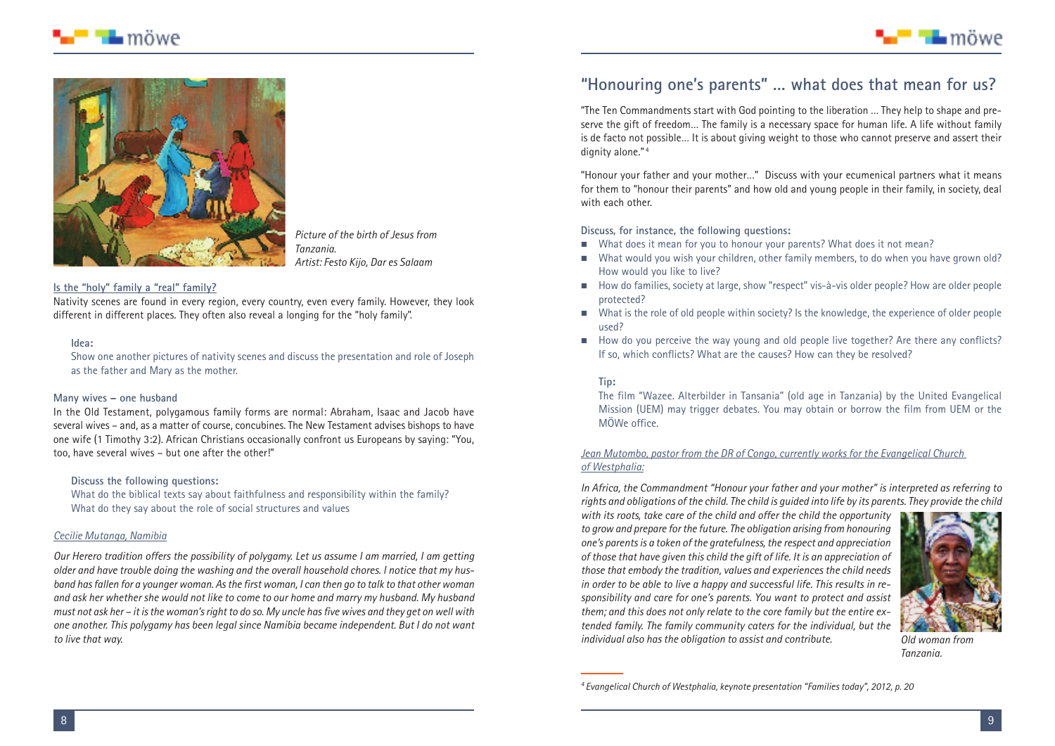Picture of the birth of Jesus from Tanzania.
Artist: Festo Kijo, Dar es Salaam

Is the "holy" family a "real" family?

Nativity scenes are found in every region, every country, even every family. However, they look different in different places. They often also reveal a longing for the "holy family".

**Idea:**

Show one another pictures of nativity scenes and discuss the presentation and role of Joseph as the father and Mary as the mother.

**Many wives – one husband**

In the Old Testament, polygamous family forms are normal: Abraham, Isaac and Jacob have several wives – and, as a matter of course, concubines. The New Testament advises bishops to have one wife (1 Timothy 3:2). African Christians occasionally confront us Europeans by saying: "You, too, have several wives – but one after the other!"

**Discuss the following questions:**

What do the biblical texts say about faithfulness and responsibility within the family?
What do they say about the role of social structures and values

Cecilie Mutanga, Namibia

*Our Herero tradition offers the possibility of polygamy. Let us assume I am married, I am getting older and have trouble doing the washing and the overall household chores. I notice that my husband has fallen for a younger woman. As the first woman, I can then go to talk to that other woman and ask her whether she would not like to come to our home and marry my husband. My husband must not ask her – it is the woman's right to do so. My uncle has five wives and they get on well with one another. This polygamy has been legal since Namibia became independent. But I do not want to live that way.*

## "Honouring one's parents" … what does that mean for us?

"The Ten Commandments start with God pointing to the liberation … They help to shape and preserve the gift of freedom… The family is a necessary space for human life. A life without family is de facto not possible… It is about giving weight to those who cannot preserve and assert their dignity alone."[4]

"Honour your father and your mother…" Discuss with your ecumenical partners what it means for them to "honour their parents" and how old and young people in their family, in society, deal with each other.

**Discuss, for instance, the following questions:**

- What does it mean for you to honour your parents? What does it not mean?
- What would you wish your children, other family members, to do when you have grown old? How would you like to live?
- How do families, society at large, show "respect" vis-à-vis older people? How are older people protected?
- What is the role of old people within society? Is the knowledge, the experience of older people used?
- How do you perceive the way young and old people live together? Are there any conflicts? If so, which conflicts? What are the causes? How can they be resolved?

**Tip:**

The film "Wazee. Alterbilder in Tansania" (old age in Tanzania) by the United Evangelical Mission (UEM) may trigger debates. You may obtain or borrow the film from UEM or the MÖWe office.

Jean Mutombo, pastor from the DR of Congo, currently works for the Evangelical Church of Westphalia:

*In Africa, the Commandment "Honour your father and your mother" is interpreted as referring to rights and obligations of the child. The child is guided into life by its parents. They provide the child with its roots, take care of the child and offer the child the opportunity to grow and prepare for the future. The obligation arising from honouring one's parents is a token of the gratefulness, the respect and appreciation of those that have given this child the gift of life. It is an appreciation of those that embody the tradition, values and experiences the child needs in order to be able to live a happy and successful life. This results in responsibility and care for one's parents. You want to protect and assist them; and this does not only relate to the core family but the entire extended family. The family community caters for the individual, but the individual also has the obligation to assist and contribute.*

Old woman from Tanzania.

[4] *Evangelical Church of Westphalia, keynote presentation "Families today", 2012, p. 20*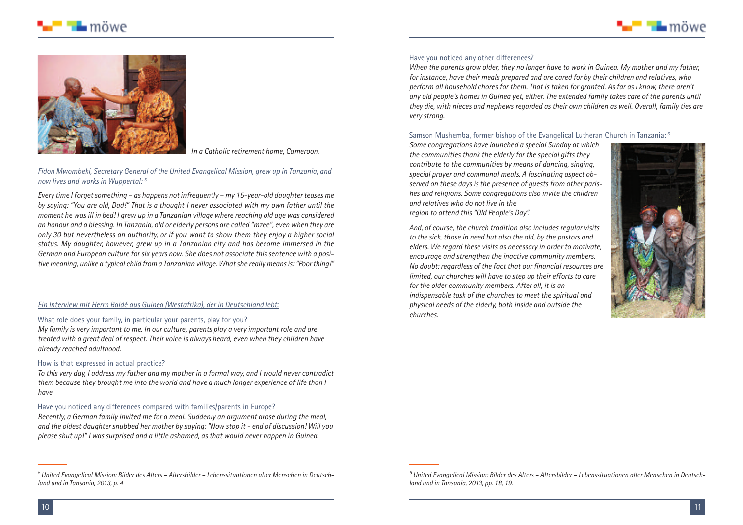*In a Catholic retirement home, Cameroon.*

Fidon Mwombeki, Secretary General of the United Evangelical Mission, grew up in Tanzania, and now lives and works in Wuppertal: [5]

*Every time I forget something – as happens not infrequently – my 15-year-old daughter teases me by saying: "You are old, Dad!" That is a thought I never associated with my own father until the moment he was ill in bed! I grew up in a Tanzanian village where reaching old age was considered an honour and a blessing. In Tanzania, old or elderly persons are called "mzee", even when they are only 30 but nevertheless an authority, or if you want to show them they enjoy a higher social status. My daughter, however, grew up in a Tanzanian city and has become immersed in the German and European culture for six years now. She does not associate this sentence with a positive meaning, unlike a typical child from a Tanzanian village. What she really means is: "Poor thing!"*

*Ein Interview mit Herrn Baldé aus Guinea (Westafrika), der in Deutschland lebt:*

What role does your family, in particular your parents, play for you?

*My family is very important to me. In our culture, parents play a very important role and are treated with a great deal of respect. Their voice is always heard, even when they children have already reached adulthood.*

How is that expressed in actual practice?

*To this very day, I address my father and my mother in a formal way, and I would never contradict them because they brought me into the world and have a much longer experience of life than I have.*

Have you noticed any differences compared with families/parents in Europe?

*Recently, a German family invited me for a meal. Suddenly an argument arose during the meal, and the oldest daughter snubbed her mother by saying: "Now stop it - end of discussion! Will you please shut up!" I was surprised and a little ashamed, as that would never happen in Guinea.*

Have you noticed any other differences?

*When the parents grow older, they no longer have to work in Guinea. My mother and my father, for instance, have their meals prepared and are cared for by their children and relatives, who perform all household chores for them. That is taken for granted. As far as I know, there aren't any old people's homes in Guinea yet, either. The extended family takes care of the parents until they die, with nieces and nephews regarded as their own children as well. Overall, family ties are very strong.*

Samson Mushemba, former bishop of the Evangelical Lutheran Church in Tanzania: [6]

*Some congregations have launched a special Sunday at which the communities thank the elderly for the special gifts they contribute to the communities by means of dancing, singing, special prayer and communal meals. A fascinating aspect observed on these days is the presence of guests from other parishes and religions. Some congregations also invite the children and relatives who do not live in the region to attend this "Old People's Day".*

*And, of course, the church tradition also includes regular visits to the sick, those in need but also the old, by the pastors and elders. We regard these visits as necessary in order to motivate, encourage and strengthen the inactive community members. No doubt: regardless of the fact that our financial resources are limited, our churches will have to step up their efforts to care for the older community members. After all, it is an indispensable task of the churches to meet the spiritual and physical needs of the elderly, both inside and outside the churches.*

---

[5] *United Evangelical Mission: Bilder des Alters – Altersbilder – Lebenssituationen alter Menschen in Deutschland und in Tansania, 2013, p. 4*

[6] *United Evangelical Mission: Bilder des Alters – Altersbilder – Lebenssituationen alter Menschen in Deutschland und in Tansania, 2013, pp. 18, 19.*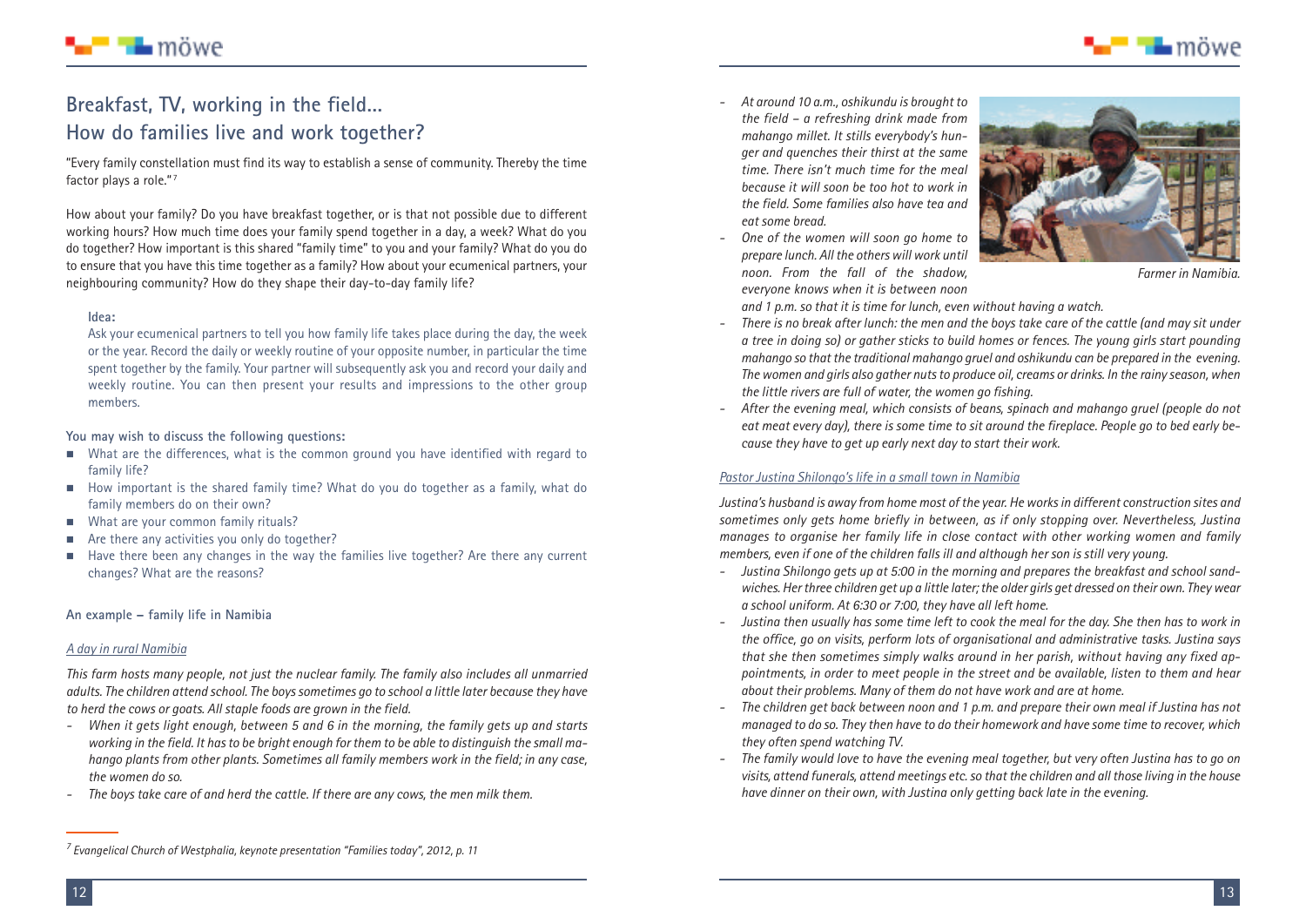## Breakfast, TV, working in the field... How do families live and work together?

"Every family constellation must find its way to establish a sense of community. Thereby the time factor plays a role."[7]

How about your family? Do you have breakfast together, or is that not possible due to different working hours? How much time does your family spend together in a day, a week? What do you do together? How important is this shared "family time" to you and your family? What do you do to ensure that you have this time together as a family? How about your ecumenical partners, your neighbouring community? How do they shape their day-to-day family life?

**Idea:**

Ask your ecumenical partners to tell you how family life takes place during the day, the week or the year. Record the daily or weekly routine of your opposite number, in particular the time spent together by the family. Your partner will subsequently ask you and record your daily and weekly routine. You can then present your results and impressions to the other group members.

**You may wish to discuss the following questions:**

- What are the differences, what is the common ground you have identified with regard to family life?
- How important is the shared family time? What do you do together as a family, what do family members do on their own?
- What are your common family rituals?
- Are there any activities you only do together?
- Have there been any changes in the way the families live together? Are there any current changes? What are the reasons?

**An example – family life in Namibia**

*A day in rural Namibia*

*This farm hosts many people, not just the nuclear family. The family also includes all unmarried adults. The children attend school. The boys sometimes go to school a little later because they have to herd the cows or goats. All staple foods are grown in the field.*

- *When it gets light enough, between 5 and 6 in the morning, the family gets up and starts working in the field. It has to be bright enough for them to be able to distinguish the small mahango plants from other plants. Sometimes all family members work in the field; in any case, the women do so.*
- *The boys take care of and herd the cattle. If there are any cows, the men milk them.*
- *At around 10 a.m., oshikundu is brought to the field – a refreshing drink made from mahango millet. It stills everybody's hunger and quenches their thirst at the same time. There isn't much time for the meal because it will soon be too hot to work in the field. Some families also have tea and eat some bread.*
- *One of the women will soon go home to prepare lunch. All the others will work until noon. From the fall of the shadow, everyone knows when it is between noon and 1 p.m. so that it is time for lunch, even without having a watch.*
- *There is no break after lunch: the men and the boys take care of the cattle (and may sit under a tree in doing so) or gather sticks to build homes or fences. The young girls start pounding mahango so that the traditional mahango gruel and oshikundu can be prepared in the evening. The women and girls also gather nuts to produce oil, creams or drinks. In the rainy season, when the little rivers are full of water, the women go fishing.*
- *After the evening meal, which consists of beans, spinach and mahango gruel (people do not eat meat every day), there is some time to sit around the fireplace. People go to bed early because they have to get up early next day to start their work.*

Farmer in Namibia.

*Pastor Justina Shilongo's life in a small town in Namibia*

*Justina's husband is away from home most of the year. He works in different construction sites and sometimes only gets home briefly in between, as if only stopping over. Nevertheless, Justina manages to organise her family life in close contact with other working women and family members, even if one of the children falls ill and although her son is still very young.*

- *Justina Shilongo gets up at 5:00 in the morning and prepares the breakfast and school sandwiches. Her three children get up a little later; the older girls get dressed on their own. They wear a school uniform. At 6:30 or 7:00, they have all left home.*
- *Justina then usually has some time left to cook the meal for the day. She then has to work in the office, go on visits, perform lots of organisational and administrative tasks. Justina says that she then sometimes simply walks around in her parish, without having any fixed appointments, in order to meet people in the street and be available, listen to them and hear about their problems. Many of them do not have work and are at home.*
- *The children get back between noon and 1 p.m. and prepare their own meal if Justina has not managed to do so. They then have to do their homework and have some time to recover, which they often spend watching TV.*
- *The family would love to have the evening meal together, but very often Justina has to go on visits, attend funerals, attend meetings etc. so that the children and all those living in the house have dinner on their own, with Justina only getting back late in the evening.*

---

[7] *Evangelical Church of Westphalia, keynote presentation "Families today", 2012, p. 11*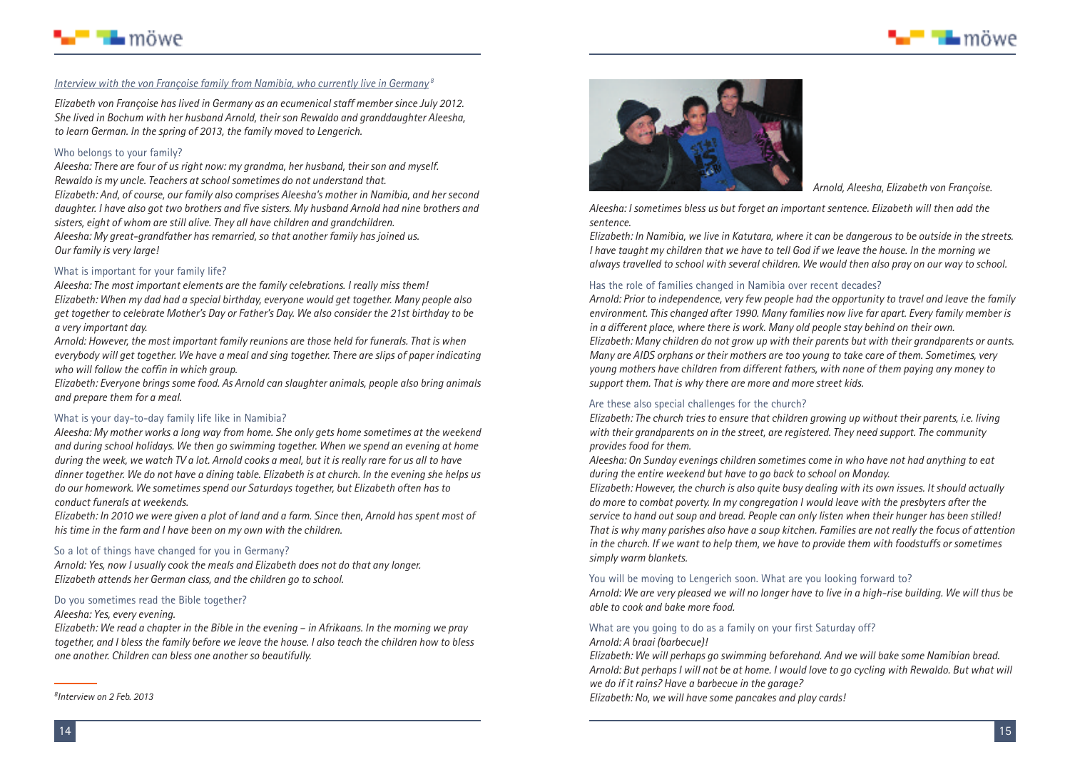## *Interview with the von Françoise family from Namibia, who currently live in Germany*[8]

*Elizabeth von Françoise has lived in Germany as an ecumenical staff member since July 2012. She lived in Bochum with her husband Arnold, their son Rewaldo and granddaughter Aleesha, to learn German. In the spring of 2013, the family moved to Lengerich.*

### Who belongs to your family?

*Aleesha: There are four of us right now: my grandma, her husband, their son and myself. Rewaldo is my uncle. Teachers at school sometimes do not understand that.*
*Elizabeth: And, of course, our family also comprises Aleesha's mother in Namibia, and her second daughter. I have also got two brothers and five sisters. My husband Arnold had nine brothers and sisters, eight of whom are still alive. They all have children and grandchildren.*
*Aleesha: My great-grandfather has remarried, so that another family has joined us. Our family is very large!*

### What is important for your family life?

*Aleesha: The most important elements are the family celebrations. I really miss them!*
*Elizabeth: When my dad had a special birthday, everyone would get together. Many people also get together to celebrate Mother's Day or Father's Day. We also consider the 21st birthday to be a very important day.*
*Arnold: However, the most important family reunions are those held for funerals. That is when everybody will get together. We have a meal and sing together. There are slips of paper indicating who will follow the coffin in which group.*
*Elizabeth: Everyone brings some food. As Arnold can slaughter animals, people also bring animals and prepare them for a meal.*

### What is your day-to-day family life like in Namibia?

*Aleesha: My mother works a long way from home. She only gets home sometimes at the weekend and during school holidays. We then go swimming together. When we spend an evening at home during the week, we watch TV a lot. Arnold cooks a meal, but it is really rare for us all to have dinner together. We do not have a dining table. Elizabeth is at church. In the evening she helps us do our homework. We sometimes spend our Saturdays together, but Elizabeth often has to conduct funerals at weekends.*
*Elizabeth: In 2010 we were given a plot of land and a farm. Since then, Arnold has spent most of his time in the farm and I have been on my own with the children.*

### So a lot of things have changed for you in Germany?

*Arnold: Yes, now I usually cook the meals and Elizabeth does not do that any longer. Elizabeth attends her German class, and the children go to school.*

### Do you sometimes read the Bible together?

*Aleesha: Yes, every evening.*
*Elizabeth: We read a chapter in the Bible in the evening – in Afrikaans. In the morning we pray together, and I bless the family before we leave the house. I also teach the children how to bless one another. Children can bless one another so beautifully.*

[8] *Interview on 2 Feb. 2013*

*Arnold, Aleesha, Elizabeth von Françoise.*

*Aleesha: I sometimes bless us but forget an important sentence. Elizabeth will then add the sentence.*
*Elizabeth: In Namibia, we live in Katutara, where it can be dangerous to be outside in the streets. I have taught my children that we have to tell God if we leave the house. In the morning we always travelled to school with several children. We would then also pray on our way to school.*

### Has the role of families changed in Namibia over recent decades?

*Arnold: Prior to independence, very few people had the opportunity to travel and leave the family environment. This changed after 1990. Many families now live far apart. Every family member is in a different place, where there is work. Many old people stay behind on their own.*
*Elizabeth: Many children do not grow up with their parents but with their grandparents or aunts. Many are AIDS orphans or their mothers are too young to take care of them. Sometimes, very young mothers have children from different fathers, with none of them paying any money to support them. That is why there are more and more street kids.*

### Are these also special challenges for the church?

*Elizabeth: The church tries to ensure that children growing up without their parents, i.e. living with their grandparents on in the street, are registered. They need support. The community provides food for them.*
*Aleesha: On Sunday evenings children sometimes come in who have not had anything to eat during the entire weekend but have to go back to school on Monday.*
*Elizabeth: However, the church is also quite busy dealing with its own issues. It should actually do more to combat poverty. In my congregation I would leave with the presbyters after the service to hand out soup and bread. People can only listen when their hunger has been stilled! That is why many parishes also have a soup kitchen. Families are not really the focus of attention in the church. If we want to help them, we have to provide them with foodstuffs or sometimes simply warm blankets.*

### You will be moving to Lengerich soon. What are you looking forward to?

*Arnold: We are very pleased we will no longer have to live in a high-rise building. We will thus be able to cook and bake more food.*

### What are you going to do as a family on your first Saturday off?

*Arnold: A braai (barbecue)!*
*Elizabeth: We will perhaps go swimming beforehand. And we will bake some Namibian bread.*
*Arnold: But perhaps I will not be at home. I would love to go cycling with Rewaldo. But what will we do if it rains? Have a barbecue in the garage?*
*Elizabeth: No, we will have some pancakes and play cards!*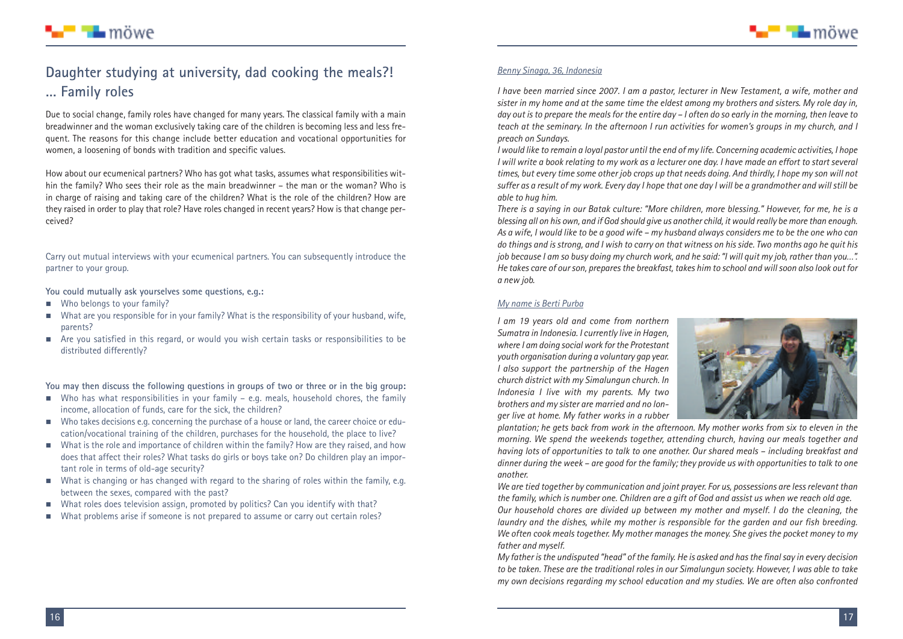## Daughter studying at university, dad cooking the meals?! ... Family roles

Due to social change, family roles have changed for many years. The classical family with a main breadwinner and the woman exclusively taking care of the children is becoming less and less frequent. The reasons for this change include better education and vocational opportunities for women, a loosening of bonds with tradition and specific values.

How about our ecumenical partners? Who has got what tasks, assumes what responsibilities within the family? Who sees their role as the main breadwinner – the man or the woman? Who is in charge of raising and taking care of the children? What is the role of the children? How are they raised in order to play that role? Have roles changed in recent years? How is that change perceived?

Carry out mutual interviews with your ecumenical partners. You can subsequently introduce the partner to your group.

**You could mutually ask yourselves some questions, e.g.:**

- Who belongs to your family?
- What are you responsible for in your family? What is the responsibility of your husband, wife, parents?
- Are you satisfied in this regard, or would you wish certain tasks or responsibilities to be distributed differently?

**You may then discuss the following questions in groups of two or three or in the big group:**

- Who has what responsibilities in your family – e.g. meals, household chores, the family income, allocation of funds, care for the sick, the children?
- Who takes decisions e.g. concerning the purchase of a house or land, the career choice or education/vocational training of the children, purchases for the household, the place to live?
- What is the role and importance of children within the family? How are they raised, and how does that affect their roles? What tasks do girls or boys take on? Do children play an important role in terms of old-age security?
- What is changing or has changed with regard to the sharing of roles within the family, e.g. between the sexes, compared with the past?
- What roles does television assign, promoted by politics? Can you identify with that?
- What problems arise if someone is not prepared to assume or carry out certain roles?

*Benny Sinaga, 36, Indonesia*

*I have been married since 2007. I am a pastor, lecturer in New Testament, a wife, mother and sister in my home and at the same time the eldest among my brothers and sisters. My role day in, day out is to prepare the meals for the entire day – I often do so early in the morning, then leave to teach at the seminary. In the afternoon I run activities for women's groups in my church, and I preach on Sundays.*

*I would like to remain a loyal pastor until the end of my life. Concerning academic activities, I hope I will write a book relating to my work as a lecturer one day. I have made an effort to start several times, but every time some other job crops up that needs doing. And thirdly, I hope my son will not suffer as a result of my work. Every day I hope that one day I will be a grandmother and will still be able to hug him.*

*There is a saying in our Batak culture: "More children, more blessing." However, for me, he is a blessing all on his own, and if God should give us another child, it would really be more than enough. As a wife, I would like to be a good wife – my husband always considers me to be the one who can do things and is strong, and I wish to carry on that witness on his side. Two months ago he quit his job because I am so busy doing my church work, and he said: "I will quit my job, rather than you...". He takes care of our son, prepares the breakfast, takes him to school and will soon also look out for a new job.*

*My name is Berti Purba*

*I am 19 years old and come from northern Sumatra in Indonesia. I currently live in Hagen, where I am doing social work for the Protestant youth organisation during a voluntary gap year. I also support the partnership of the Hagen church district with my Simalungun church. In Indonesia I live with my parents. My two brothers and my sister are married and no longer live at home. My father works in a rubber plantation; he gets back from work in the afternoon. My mother works from six to eleven in the morning. We spend the weekends together, attending church, having our meals together and having lots of opportunities to talk to one another. Our shared meals – including breakfast and dinner during the week – are good for the family; they provide us with opportunities to talk to one another.*

*We are tied together by communication and joint prayer. For us, possessions are less relevant than the family, which is number one. Children are a gift of God and assist us when we reach old age.*

*Our household chores are divided up between my mother and myself. I do the cleaning, the laundry and the dishes, while my mother is responsible for the garden and our fish breeding. We often cook meals together. My mother manages the money. She gives the pocket money to my father and myself.*

*My father is the undisputed "head" of the family. He is asked and has the final say in every decision to be taken. These are the traditional roles in our Simalungun society. However, I was able to take my own decisions regarding my school education and my studies. We are often also confronted*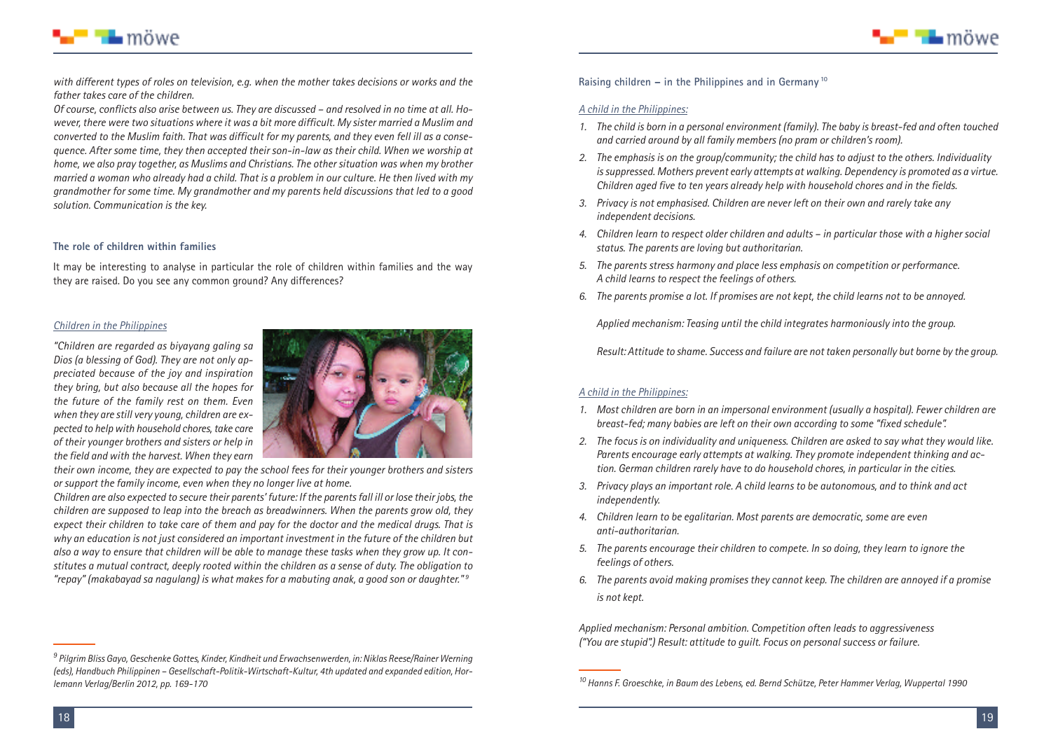*with different types of roles on television, e.g. when the mother takes decisions or works and the father takes care of the children.*

*Of course, conflicts also arise between us. They are discussed – and resolved in no time at all. However, there were two situations where it was a bit more difficult. My sister married a Muslim and converted to the Muslim faith. That was difficult for my parents, and they even fell ill as a consequence. After some time, they then accepted their son-in-law as their child. When we worship at home, we also pray together, as Muslims and Christians. The other situation was when my brother married a woman who already had a child. That is a problem in our culture. He then lived with my grandmother for some time. My grandmother and my parents held discussions that led to a good solution. Communication is the key.*

### The role of children within families

It may be interesting to analyse in particular the role of children within families and the way they are raised. Do you see any common ground? Any differences?

<u>*Children in the Philippines*</u>

*"Children are regarded as biyayang galing sa Dios (a blessing of God). They are not only appreciated because of the joy and inspiration they bring, but also because all the hopes for the future of the family rest on them. Even when they are still very young, children are expected to help with household chores, take care of their younger brothers and sisters or help in the field and with the harvest. When they earn their own income, they are expected to pay the school fees for their younger brothers and sisters or support the family income, even when they no longer live at home.*

*Children are also expected to secure their parents' future: If the parents fall ill or lose their jobs, the children are supposed to leap into the breach as breadwinners. When the parents grow old, they expect their children to take care of them and pay for the doctor and the medical drugs. That is why an education is not just considered an important investment in the future of the children but also a way to ensure that children will be able to manage these tasks when they grow up. It constitutes a mutual contract, deeply rooted within the children as a sense of duty. The obligation to "repay" (makabayad sa nagulang) is what makes for a mabuting anak, a good son or daughter."*[9]

[9] *Pilgrim Bliss Gayo, Geschenke Gottes, Kinder, Kindheit und Erwachsenwerden, in: Niklas Reese/Rainer Werning (eds), Handbuch Philippinen – Gesellschaft-Politik-Wirtschaft-Kultur, 4th updated and expanded edition, Horlemann Verlag/Berlin 2012, pp. 169-170*

### Raising children – in the Philippines and in Germany [10]

<u>*A child in the Philippines:*</u>

1. *The child is born in a personal environment (family). The baby is breast-fed and often touched and carried around by all family members (no pram or children's room).*
2. *The emphasis is on the group/community; the child has to adjust to the others. Individuality is suppressed. Mothers prevent early attempts at walking. Dependency is promoted as a virtue. Children aged five to ten years already help with household chores and in the fields.*
3. *Privacy is not emphasised. Children are never left on their own and rarely take any independent decisions.*
4. *Children learn to respect older children and adults – in particular those with a higher social status. The parents are loving but authoritarian.*
5. *The parents stress harmony and place less emphasis on competition or performance. A child learns to respect the feelings of others.*
6. *The parents promise a lot. If promises are not kept, the child learns not to be annoyed.*

*Applied mechanism: Teasing until the child integrates harmoniously into the group.*

*Result: Attitude to shame. Success and failure are not taken personally but borne by the group.*

<u>*A child in the Philippines:*</u>

1. *Most children are born in an impersonal environment (usually a hospital). Fewer children are breast-fed; many babies are left on their own according to some "fixed schedule".*
2. *The focus is on individuality and uniqueness. Children are asked to say what they would like. Parents encourage early attempts at walking. They promote independent thinking and action. German children rarely have to do household chores, in particular in the cities.*
3. *Privacy plays an important role. A child learns to be autonomous, and to think and act independently.*
4. *Children learn to be egalitarian. Most parents are democratic, some are even anti-authoritarian.*
5. *The parents encourage their children to compete. In so doing, they learn to ignore the feelings of others.*
6. *The parents avoid making promises they cannot keep. The children are annoyed if a promise is not kept.*

*Applied mechanism: Personal ambition. Competition often leads to aggressiveness ("You are stupid".) Result: attitude to guilt. Focus on personal success or failure.*

[10] *Hanns F. Groeschke, in Baum des Lebens, ed. Bernd Schütze, Peter Hammer Verlag, Wuppertal 1990*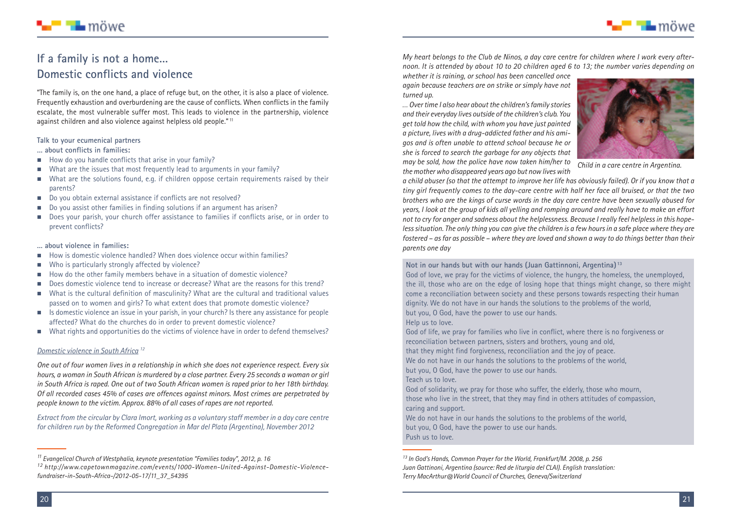# If a family is not a home…
## Domestic conflicts and violence

"The family is, on the one hand, a place of refuge but, on the other, it is also a place of violence. Frequently exhaustion and overburdening are the cause of conflicts. When conflicts in the family escalate, the most vulnerable suffer most. This leads to violence in the partnership, violence against children and also violence against helpless old people."[11]

**Talk to your ecumenical partners**

**… about conflicts in families:**

- How do you handle conflicts that arise in your family?
- What are the issues that most frequently lead to arguments in your family?
- What are the solutions found, e.g. if children oppose certain requirements raised by their parents?
- Do you obtain external assistance if conflicts are not resolved?
- Do you assist other families in finding solutions if an argument has arisen?
- Does your parish, your church offer assistance to families if conflicts arise, or in order to prevent conflicts?

**… about violence in families:**

- How is domestic violence handled? When does violence occur within families?
- Who is particularly strongly affected by violence?
- How do the other family members behave in a situation of domestic violence?
- Does domestic violence tend to increase or decrease? What are the reasons for this trend?
- What is the cultural definition of masculinity? What are the cultural and traditional values passed on to women and girls? To what extent does that promote domestic violence?
- Is domestic violence an issue in your parish, in your church? Is there any assistance for people affected? What do the churches do in order to prevent domestic violence?
- What rights and opportunities do the victims of violence have in order to defend themselves?

*Domestic violence in South Africa*[12]

*One out of four women lives in a relationship in which she does not experience respect. Every six hours, a woman in South African is murdered by a close partner. Every 25 seconds a woman or girl in South Africa is raped. One out of two South African women is raped prior to her 18th birthday. Of all recorded cases 45% of cases are offences against minors. Most crimes are perpetrated by people known to the victim. Approx. 88% of all cases of rapes are not reported.*

*Extract from the circular by Clara Imort, working as a voluntary staff member in a day care centre for children run by the Reformed Congregation in Mar del Plata (Argentina), November 2012*

*My heart belongs to the Club de Ninos, a day care centre for children where I work every afternoon. It is attended by about 10 to 20 children aged 6 to 13; the number varies depending on whether it is raining, or school has been cancelled once again because teachers are on strike or simply have not turned up.*

*… Over time I also hear about the children's family stories and their everyday lives outside of the children's club. You get told how the child, with whom you have just painted a picture, lives with a drug-addicted father and his amigos and is often unable to attend school because he or she is forced to search the garbage for any objects that may be sold, how the police have now taken him/her to the mother who disappeared years ago but now lives with a child abuser (so that the attempt to improve her life has obviously failed). Or if you know that a tiny girl frequently comes to the day-care centre with half her face all bruised, or that the two brothers who are the kings of curse words in the day care centre have been sexually abused for years, I look at the group of kids all yelling and romping around and really have to make an effort not to cry for anger and sadness about the helplessness. Because I really feel helpless in this hopeless situation. The only thing you can give the children is a few hours in a safe place where they are fostered – as far as possible – where they are loved and shown a way to do things better than their parents one day*

Child in a care centre in Argentina.

**Not in our hands but with our hands (Juan Gattinnoni, Argentina)**[13]

God of love, we pray for the victims of violence, the hungry, the homeless, the unemployed, the ill, those who are on the edge of losing hope that things might change, so there might come a reconciliation between society and these persons towards respecting their human dignity. We do not have in our hands the solutions to the problems of the world,
but you, O God, have the power to use our hands.
Help us to love.
God of life, we pray for families who live in conflict, where there is no forgiveness or reconciliation between partners, sisters and brothers, young and old,
that they might find forgiveness, reconciliation and the joy of peace.
We do not have in our hands the solutions to the problems of the world,
but you, O God, have the power to use our hands.
Teach us to love.
God of solidarity, we pray for those who suffer, the elderly, those who mourn,
those who live in the street, that they may find in others attitudes of compassion,
caring and support.
We do not have in our hands the solutions to the problems of the world,
but you, O God, have the power to use our hands.
Push us to love.

---

[11] Evangelical Church of Westphalia, keynote presentation "Families today", 2012, p. 16

[12] http://www.capetownmagazine.com/events/1000-Women-United-Against-Domestic-Violence-fundraiser-in-South-Africa-/2012-05-17/11_37_54395

[13] In God's Hands, Common Prayer for the World, Frankfurt/M. 2008, p. 256
Juan Gattinoni, Argentina (source: Red de liturgia del CLAI). English translation: Terry MacArthur@World Council of Churches, Geneva/Switzerland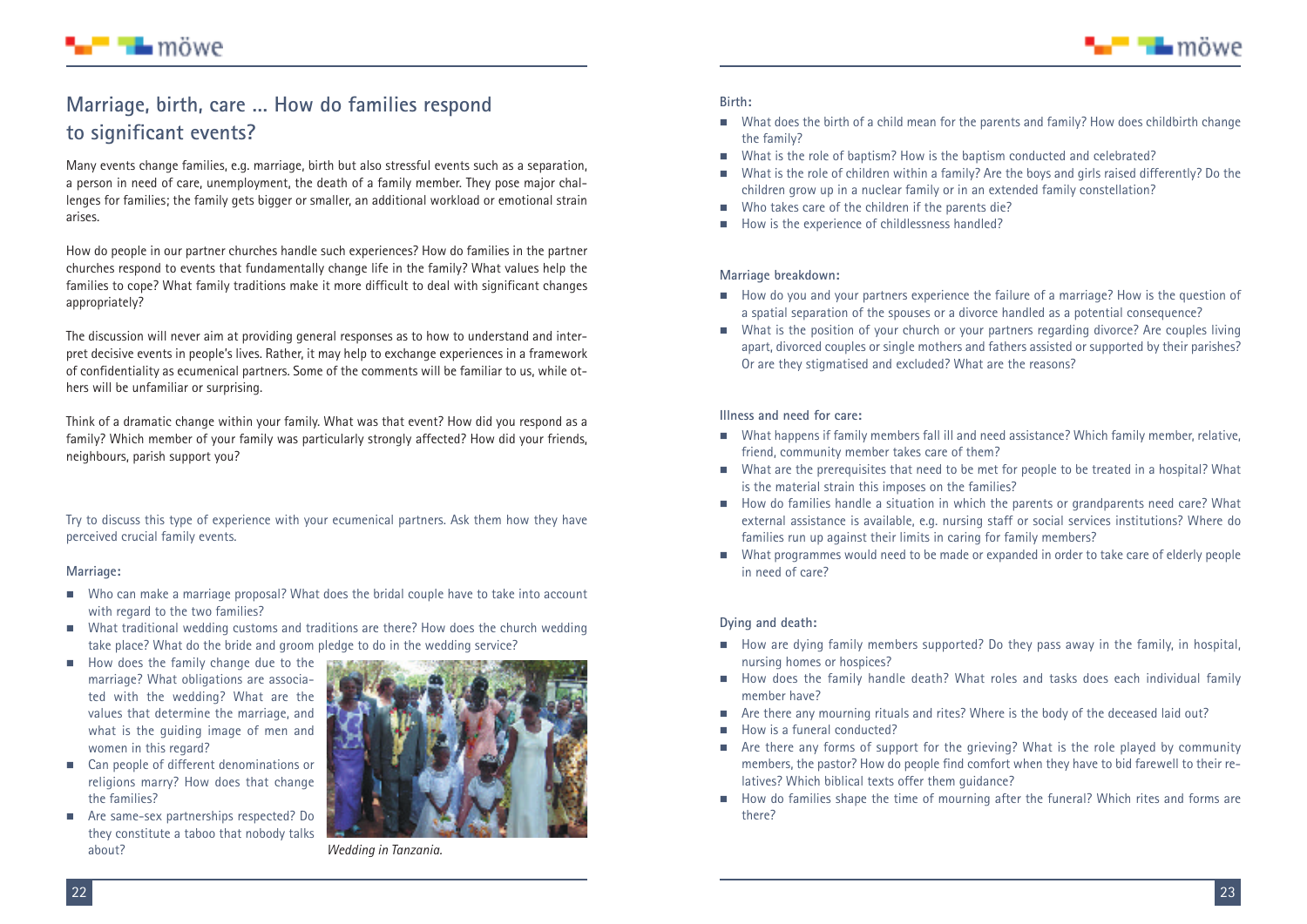## Marriage, birth, care ... How do families respond to significant events?

Many events change families, e.g. marriage, birth but also stressful events such as a separation, a person in need of care, unemployment, the death of a family member. They pose major challenges for families; the family gets bigger or smaller, an additional workload or emotional strain arises.

How do people in our partner churches handle such experiences? How do families in the partner churches respond to events that fundamentally change life in the family? What values help the families to cope? What family traditions make it more difficult to deal with significant changes appropriately?

The discussion will never aim at providing general responses as to how to understand and interpret decisive events in people's lives. Rather, it may help to exchange experiences in a framework of confidentiality as ecumenical partners. Some of the comments will be familiar to us, while others will be unfamiliar or surprising.

Think of a dramatic change within your family. What was that event? How did you respond as a family? Which member of your family was particularly strongly affected? How did your friends, neighbours, parish support you?

Try to discuss this type of experience with your ecumenical partners. Ask them how they have perceived crucial family events.

**Marriage:**

- Who can make a marriage proposal? What does the bridal couple have to take into account with regard to the two families?
- What traditional wedding customs and traditions are there? How does the church wedding take place? What do the bride and groom pledge to do in the wedding service?
- How does the family change due to the marriage? What obligations are associated with the wedding? What are the values that determine the marriage, and what is the guiding image of men and women in this regard?
- Can people of different denominations or religions marry? How does that change the families?
- Are same-sex partnerships respected? Do they constitute a taboo that nobody talks about?

*Wedding in Tanzania.*

**Birth:**

- What does the birth of a child mean for the parents and family? How does childbirth change the family?
- What is the role of baptism? How is the baptism conducted and celebrated?
- What is the role of children within a family? Are the boys and girls raised differently? Do the children grow up in a nuclear family or in an extended family constellation?
- Who takes care of the children if the parents die?
- How is the experience of childlessness handled?

**Marriage breakdown:**

- How do you and your partners experience the failure of a marriage? How is the question of a spatial separation of the spouses or a divorce handled as a potential consequence?
- What is the position of your church or your partners regarding divorce? Are couples living apart, divorced couples or single mothers and fathers assisted or supported by their parishes? Or are they stigmatised and excluded? What are the reasons?

**Illness and need for care:**

- What happens if family members fall ill and need assistance? Which family member, relative, friend, community member takes care of them?
- What are the prerequisites that need to be met for people to be treated in a hospital? What is the material strain this imposes on the families?
- How do families handle a situation in which the parents or grandparents need care? What external assistance is available, e.g. nursing staff or social services institutions? Where do families run up against their limits in caring for family members?
- What programmes would need to be made or expanded in order to take care of elderly people in need of care?

**Dying and death:**

- How are dying family members supported? Do they pass away in the family, in hospital, nursing homes or hospices?
- How does the family handle death? What roles and tasks does each individual family member have?
- Are there any mourning rituals and rites? Where is the body of the deceased laid out?
- How is a funeral conducted?
- Are there any forms of support for the grieving? What is the role played by community members, the pastor? How do people find comfort when they have to bid farewell to their relatives? Which biblical texts offer them guidance?
- How do families shape the time of mourning after the funeral? Which rites and forms are there?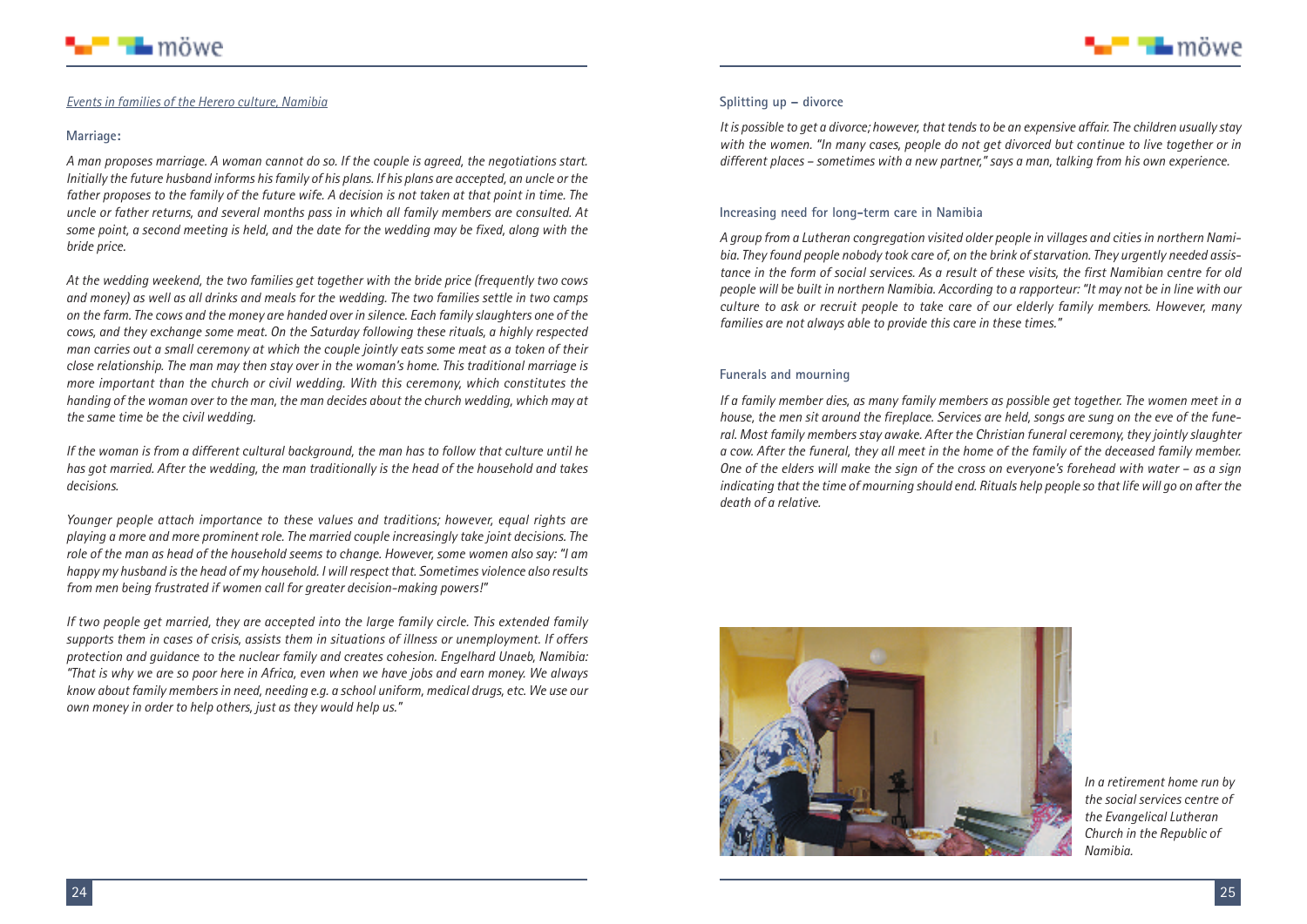*Events in families of the Herero culture, Namibia*

### Marriage:

*A man proposes marriage. A woman cannot do so. If the couple is agreed, the negotiations start. Initially the future husband informs his family of his plans. If his plans are accepted, an uncle or the father proposes to the family of the future wife. A decision is not taken at that point in time. The uncle or father returns, and several months pass in which all family members are consulted. At some point, a second meeting is held, and the date for the wedding may be fixed, along with the bride price.*

*At the wedding weekend, the two families get together with the bride price (frequently two cows and money) as well as all drinks and meals for the wedding. The two families settle in two camps on the farm. The cows and the money are handed over in silence. Each family slaughters one of the cows, and they exchange some meat. On the Saturday following these rituals, a highly respected man carries out a small ceremony at which the couple jointly eats some meat as a token of their close relationship. The man may then stay over in the woman's home. This traditional marriage is more important than the church or civil wedding. With this ceremony, which constitutes the handing of the woman over to the man, the man decides about the church wedding, which may at the same time be the civil wedding.*

*If the woman is from a different cultural background, the man has to follow that culture until he has got married. After the wedding, the man traditionally is the head of the household and takes decisions.*

*Younger people attach importance to these values and traditions; however, equal rights are playing a more and more prominent role. The married couple increasingly take joint decisions. The role of the man as head of the household seems to change. However, some women also say: "I am happy my husband is the head of my household. I will respect that. Sometimes violence also results from men being frustrated if women call for greater decision-making powers!"*

*If two people get married, they are accepted into the large family circle. This extended family supports them in cases of crisis, assists them in situations of illness or unemployment. If offers protection and guidance to the nuclear family and creates cohesion. Engelhard Unaeb, Namibia: "That is why we are so poor here in Africa, even when we have jobs and earn money. We always know about family members in need, needing e.g. a school uniform, medical drugs, etc. We use our own money in order to help others, just as they would help us."*

### Splitting up – divorce

*It is possible to get a divorce; however, that tends to be an expensive affair. The children usually stay with the women. "In many cases, people do not get divorced but continue to live together or in different places – sometimes with a new partner," says a man, talking from his own experience.*

### Increasing need for long-term care in Namibia

*A group from a Lutheran congregation visited older people in villages and cities in northern Namibia. They found people nobody took care of, on the brink of starvation. They urgently needed assistance in the form of social services. As a result of these visits, the first Namibian centre for old people will be built in northern Namibia. According to a rapporteur: "It may not be in line with our culture to ask or recruit people to take care of our elderly family members. However, many families are not always able to provide this care in these times."*

### Funerals and mourning

*If a family member dies, as many family members as possible get together. The women meet in a house, the men sit around the fireplace. Services are held, songs are sung on the eve of the funeral. Most family members stay awake. After the Christian funeral ceremony, they jointly slaughter a cow. After the funeral, they all meet in the home of the family of the deceased family member. One of the elders will make the sign of the cross on everyone's forehead with water – as a sign indicating that the time of mourning should end. Rituals help people so that life will go on after the death of a relative.*

*In a retirement home run by the social services centre of the Evangelical Lutheran Church in the Republic of Namibia.*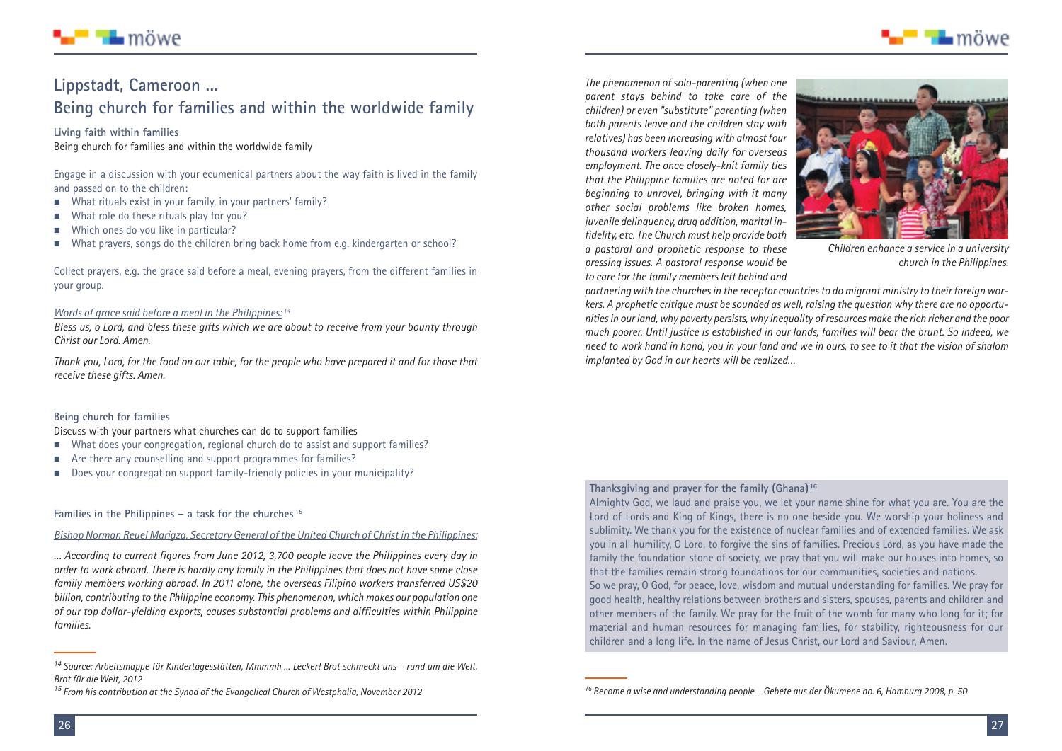## Lippstadt, Cameroon ...
## Being church for families and within the worldwide family

### Living faith within families

Being church for families and within the worldwide family

Engage in a discussion with your ecumenical partners about the way faith is lived in the family and passed on to the children:

- What rituals exist in your family, in your partners' family?
- What role do these rituals play for you?
- Which ones do you like in particular?
- What prayers, songs do the children bring back home from e.g. kindergarten or school?

Collect prayers, e.g. the grace said before a meal, evening prayers, from the different families in your group.

Words of grace said before a meal in the Philippines:[14]

*Bless us, o Lord, and bless these gifts which we are about to receive from your bounty through Christ our Lord. Amen.*

*Thank you, Lord, for the food on our table, for the people who have prepared it and for those that receive these gifts. Amen.*

### Being church for families

Discuss with your partners what churches can do to support families

- What does your congregation, regional church do to assist and support families?
- Are there any counselling and support programmes for families?
- Does your congregation support family-friendly policies in your municipality?

### Families in the Philippines – a task for the churches[15]

*Bishop Norman Reuel Marigza, Secretary General of the United Church of Christ in the Philippines:*

*... According to current figures from June 2012, 3,700 people leave the Philippines every day in order to work abroad. There is hardly any family in the Philippines that does not have some close family members working abroad. In 2011 alone, the overseas Filipino workers transferred US$20 billion, contributing to the Philippine economy. This phenomenon, which makes our population one of our top dollar-yielding exports, causes substantial problems and difficulties within Philippine families.*

*The phenomenon of solo-parenting (when one parent stays behind to take care of the children) or even "substitute" parenting (when both parents leave and the children stay with relatives) has been increasing with almost four thousand workers leaving daily for overseas employment. The once closely-knit family ties that the Philippine families are noted for are beginning to unravel, bringing with it many other social problems like broken homes, juvenile delinquency, drug addition, marital infidelity, etc. The Church must help provide both a pastoral and prophetic response to these pressing issues. A pastoral response would be to care for the family members left behind and partnering with the churches in the receptor countries to do migrant ministry to their foreign workers. A prophetic critique must be sounded as well, raising the question why there are no opportunities in our land, why poverty persists, why inequality of resources make the rich richer and the poor much poorer. Until justice is established in our lands, families will bear the brunt. So indeed, we need to work hand in hand, you in your land and we in ours, to see to it that the vision of shalom implanted by God in our hearts will be realized...*

*Children enhance a service in a university church in the Philippines.*

### Thanksgiving and prayer for the family (Ghana)[16]

Almighty God, we laud and praise you, we let your name shine for what you are. You are the Lord of Lords and King of Kings, there is no one beside you. We worship your holiness and sublimity. We thank you for the existence of nuclear families and of extended families. We ask you in all humility, O Lord, to forgive the sins of families. Precious Lord, as you have made the family the foundation stone of society, we pray that you will make our houses into homes, so that the families remain strong foundations for our communities, societies and nations.

So we pray, O God, for peace, love, wisdom and mutual understanding for families. We pray for good health, healthy relations between brothers and sisters, spouses, parents and children and other members of the family. We pray for the fruit of the womb for many who long for it; for material and human resources for managing families, for stability, righteousness for our children and a long life. In the name of Jesus Christ, our Lord and Saviour, Amen.

---

[14] Source: Arbeitsmappe für Kindertagesstätten, Mmmmh ... Lecker! Brot schmeckt uns – rund um die Welt, Brot für die Welt, 2012

[15] From his contribution at the Synod of the Evangelical Church of Westphalia, November 2012

[16] Become a wise and understanding people – Gebete aus der Ökumene no. 6, Hamburg 2008, p. 50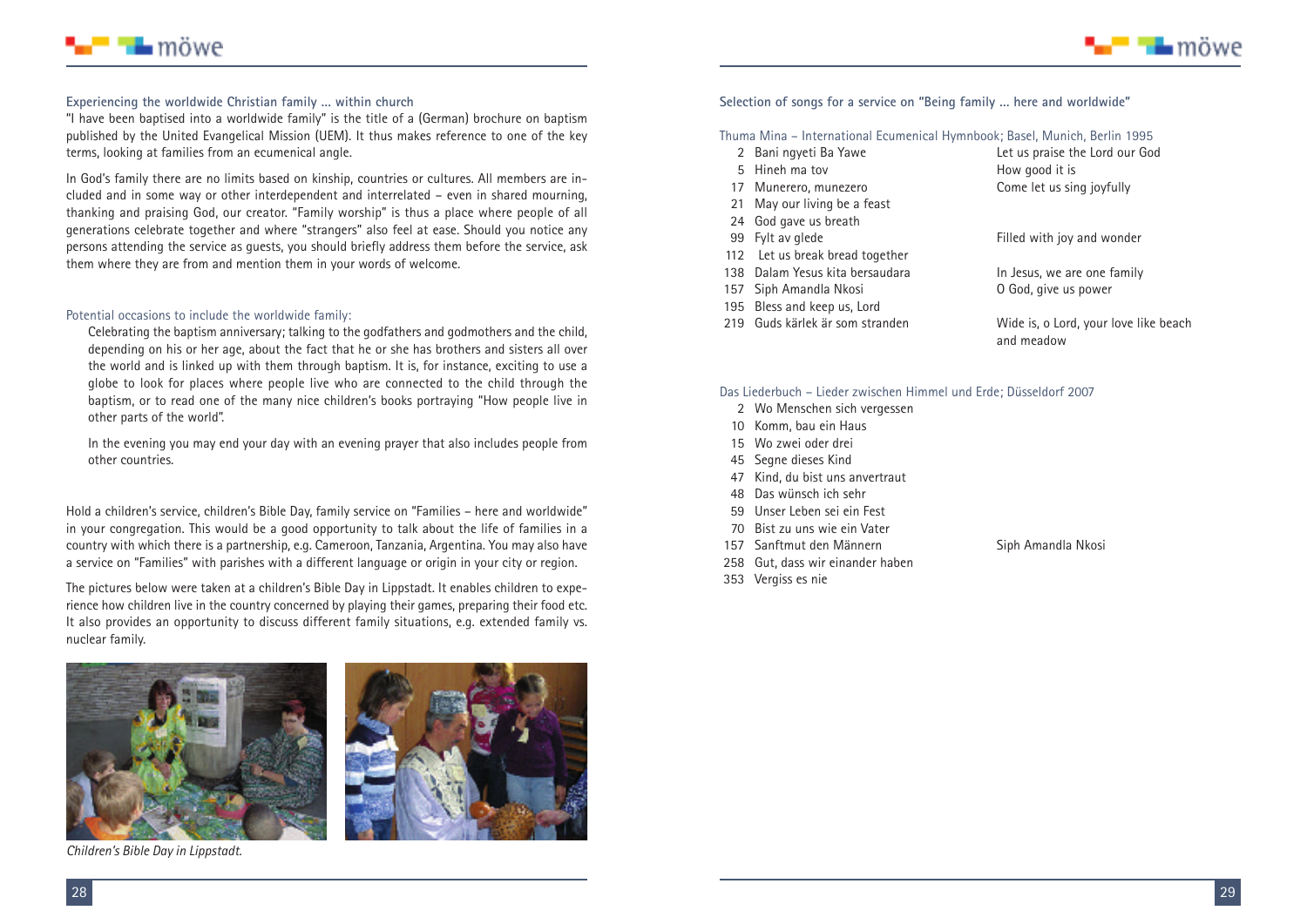## Experiencing the worldwide Christian family … within church

"I have been baptised into a worldwide family" is the title of a (German) brochure on baptism published by the United Evangelical Mission (UEM). It thus makes reference to one of the key terms, looking at families from an ecumenical angle.

In God's family there are no limits based on kinship, countries or cultures. All members are included and in some way or other interdependent and interrelated – even in shared mourning, thanking and praising God, our creator. "Family worship" is thus a place where people of all generations celebrate together and where "strangers" also feel at ease. Should you notice any persons attending the service as guests, you should briefly address them before the service, ask them where they are from and mention them in your words of welcome.

### Potential occasions to include the worldwide family:

Celebrating the baptism anniversary; talking to the godfathers and godmothers and the child, depending on his or her age, about the fact that he or she has brothers and sisters all over the world and is linked up with them through baptism. It is, for instance, exciting to use a globe to look for places where people live who are connected to the child through the baptism, or to read one of the many nice children's books portraying "How people live in other parts of the world".

In the evening you may end your day with an evening prayer that also includes people from other countries.

Hold a children's service, children's Bible Day, family service on "Families – here and worldwide" in your congregation. This would be a good opportunity to talk about the life of families in a country with which there is a partnership, e.g. Cameroon, Tanzania, Argentina. You may also have a service on "Families" with parishes with a different language or origin in your city or region.

The pictures below were taken at a children's Bible Day in Lippstadt. It enables children to experience how children live in the country concerned by playing their games, preparing their food etc. It also provides an opportunity to discuss different family situations, e.g. extended family vs. nuclear family.

*Children's Bible Day in Lippstadt.*

## Selection of songs for a service on "Being family … here and worldwide"

### Thuma Mina – International Ecumenical Hymnbook; Basel, Munich, Berlin 1995

| No. | Title | Translation |
|---|---|---|
| 2 | Bani ngyeti Ba Yawe | Let us praise the Lord our God |
| 5 | Hineh ma tov | How good it is |
| 17 | Munerero, munezero | Come let us sing joyfully |
| 21 | May our living be a feast | |
| 24 | God gave us breath | |
| 99 | Fylt av glede | Filled with joy and wonder |
| 112 | Let us break bread together | |
| 138 | Dalam Yesus kita bersaudara | In Jesus, we are one family |
| 157 | Siph Amandla Nkosi | O God, give us power |
| 195 | Bless and keep us, Lord | |
| 219 | Guds kärlek är som stranden | Wide is, o Lord, your love like beach and meadow |

### Das Liederbuch – Lieder zwischen Himmel und Erde; Düsseldorf 2007

| No. | Title | |
|---|---|---|
| 2 | Wo Menschen sich vergessen | |
| 10 | Komm, bau ein Haus | |
| 15 | Wo zwei oder drei | |
| 45 | Segne dieses Kind | |
| 47 | Kind, du bist uns anvertraut | |
| 48 | Das wünsch ich sehr | |
| 59 | Unser Leben sei ein Fest | |
| 70 | Bist zu uns wie ein Vater | |
| 157 | Sanftmut den Männern | Siph Amandla Nkosi |
| 258 | Gut, dass wir einander haben | |
| 353 | Vergiss es nie | |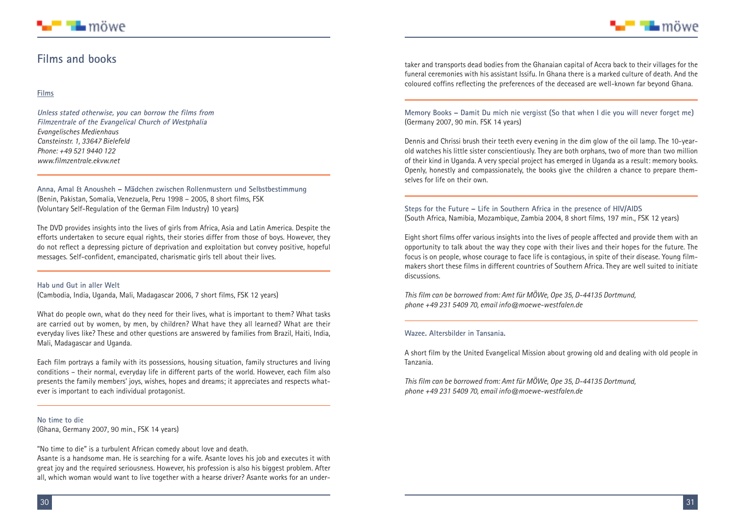## Films and books

### Films

*Unless stated otherwise, you can borrow the films from*
*Filmzentrale of the Evangelical Church of Westphalia*
*Evangelisches Medienhaus*
*Cansteinstr. 1, 33647 Bielefeld*
*Phone: +49 521 9440 122*
*www.filmzentrale.ekvw.net*

---

**Anna, Amal & Anousheh – Mädchen zwischen Rollenmustern und Selbstbestimmung**
(Benin, Pakistan, Somalia, Venezuela, Peru 1998 – 2005, 8 short films, FSK (Voluntary Self-Regulation of the German Film Industry) 10 years)

The DVD provides insights into the lives of girls from Africa, Asia and Latin America. Despite the efforts undertaken to secure equal rights, their stories differ from those of boys. However, they do not reflect a depressing picture of deprivation and exploitation but convey positive, hopeful messages. Self-confident, emancipated, charismatic girls tell about their lives.

---

**Hab und Gut in aller Welt**
(Cambodia, India, Uganda, Mali, Madagascar 2006, 7 short films, FSK 12 years)

What do people own, what do they need for their lives, what is important to them? What tasks are carried out by women, by men, by children? What have they all learned? What are their everyday lives like? These and other questions are answered by families from Brazil, Haiti, India, Mali, Madagascar and Uganda.

Each film portrays a family with its possessions, housing situation, family structures and living conditions – their normal, everyday life in different parts of the world. However, each film also presents the family members' joys, wishes, hopes and dreams; it appreciates and respects whatever is important to each individual protagonist.

---

**No time to die**
(Ghana, Germany 2007, 90 min., FSK 14 years)

"No time to die" is a turbulent African comedy about love and death.
Asante is a handsome man. He is searching for a wife. Asante loves his job and executes it with great joy and the required seriousness. However, his profession is also his biggest problem. After all, which woman would want to live together with a hearse driver? Asante works for an undertaker and transports dead bodies from the Ghanaian capital of Accra back to their villages for the funeral ceremonies with his assistant Issifu. In Ghana there is a marked culture of death. And the coloured coffins reflecting the preferences of the deceased are well-known far beyond Ghana.

---

**Memory Books – Damit Du mich nie vergisst (So that when I die you will never forget me)**
(Germany 2007, 90 min. FSK 14 years)

Dennis and Chrissi brush their teeth every evening in the dim glow of the oil lamp. The 10-year-old watches his little sister conscientiously. They are both orphans, two of more than two million of their kind in Uganda. A very special project has emerged in Uganda as a result: memory books. Openly, honestly and compassionately, the books give the children a chance to prepare themselves for life on their own.

---

**Steps for the Future – Life in Southern Africa in the presence of HIV/AIDS**
(South Africa, Namibia, Mozambique, Zambia 2004, 8 short films, 197 min., FSK 12 years)

Eight short films offer various insights into the lives of people affected and provide them with an opportunity to talk about the way they cope with their lives and their hopes for the future. The focus is on people, whose courage to face life is contagious, in spite of their disease. Young film-makers short these films in different countries of Southern Africa. They are well suited to initiate discussions.

*This film can be borrowed from: Amt für MÖWe, Ope 35, D-44135 Dortmund,*
*phone +49 231 5409 70, email info@moewe-westfalen.de*

---

**Wazee. Altersbilder in Tansania.**

A short film by the United Evangelical Mission about growing old and dealing with old people in Tanzania.

*This film can be borrowed from: Amt für MÖWe, Ope 35, D-44135 Dortmund,*
*phone +49 231 5409 70, email info@moewe-westfalen.de*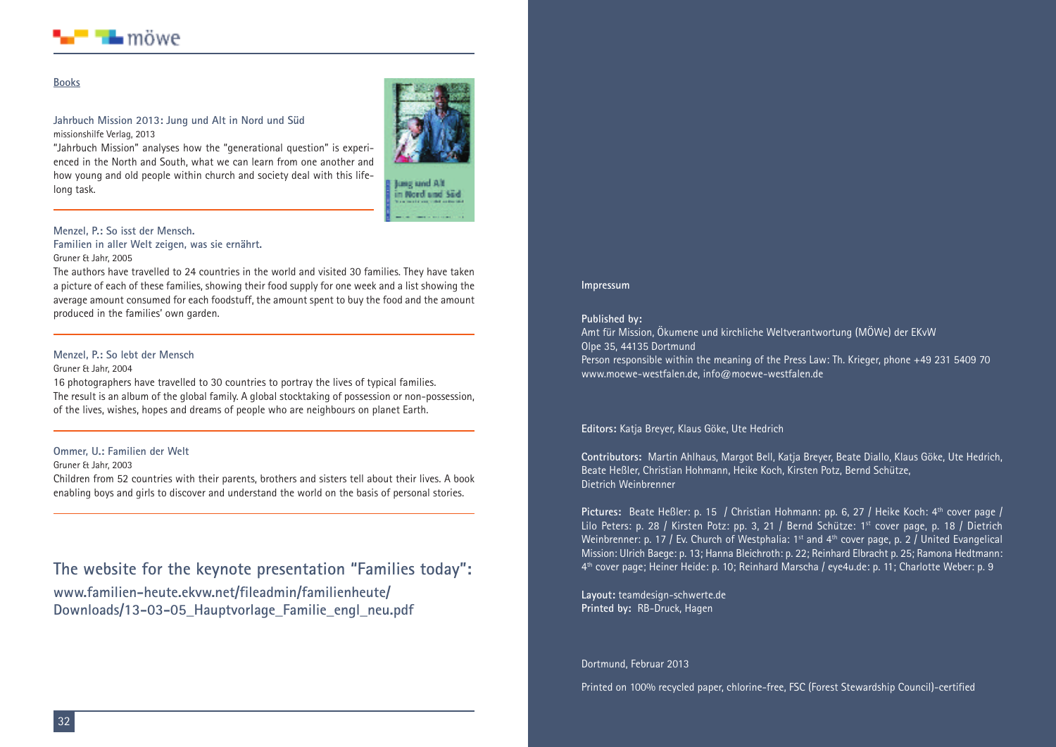## Books

**Jahrbuch Mission 2013: Jung und Alt in Nord und Süd**
missionshilfe Verlag, 2013
"Jahrbuch Mission" analyses how the "generational question" is experienced in the North and South, what we can learn from one another and how young and old people within church and society deal with this lifelong task.

**Menzel, P.: So isst der Mensch. Familien in aller Welt zeigen, was sie ernährt.**
Gruner & Jahr, 2005
The authors have travelled to 24 countries in the world and visited 30 families. They have taken a picture of each of these families, showing their food supply for one week and a list showing the average amount consumed for each foodstuff, the amount spent to buy the food and the amount produced in the families' own garden.

**Menzel, P.: So lebt der Mensch**
Gruner & Jahr, 2004
16 photographers have travelled to 30 countries to portray the lives of typical families. The result is an album of the global family. A global stocktaking of possession or non-possession, of the lives, wishes, hopes and dreams of people who are neighbours on planet Earth.

**Ommer, U.: Familien der Welt**
Gruner & Jahr, 2003
Children from 52 countries with their parents, brothers and sisters tell about their lives. A book enabling boys and girls to discover and understand the world on the basis of personal stories.

## The website for the keynote presentation "Families today":

**www.familien-heute.ekvw.net/fileadmin/familienheute/Downloads/13-03-05_Hauptvorlage_Familie_engl_neu.pdf**

---

**Impressum**

**Published by:**
Amt für Mission, Ökumene und kirchliche Weltverantwortung (MÖWe) der EKvW
Olpe 35, 44135 Dortmund
Person responsible within the meaning of the Press Law: Th. Krieger, phone +49 231 5409 70
www.moewe-westfalen.de, info@moewe-westfalen.de

**Editors:** Katja Breyer, Klaus Göke, Ute Hedrich

**Contributors:** Martin Ahlhaus, Margot Bell, Katja Breyer, Beate Diallo, Klaus Göke, Ute Hedrich, Beate Heßler, Christian Hohmann, Heike Koch, Kirsten Potz, Bernd Schütze, Dietrich Weinbrenner

**Pictures:** Beate Heßler: p. 15 / Christian Hohmann: pp. 6, 27 / Heike Koch: 4th cover page / Lilo Peters: p. 28 / Kirsten Potz: pp. 3, 21 / Bernd Schütze: 1st cover page, p. 18 / Dietrich Weinbrenner: p. 17 / Ev. Church of Westphalia: 1st and 4th cover page, p. 2 / United Evangelical Mission: Ulrich Baege: p. 13; Hanna Bleichroth: p. 22; Reinhard Elbracht p. 25; Ramona Hedtmann: 4th cover page; Heiner Heide: p. 10; Reinhard Marscha / eye4u.de: p. 11; Charlotte Weber: p. 9

**Layout:** teamdesign-schwerte.de
**Printed by:** RB-Druck, Hagen

Dortmund, Februar 2013

Printed on 100% recycled paper, chlorine-free, FSC (Forest Stewardship Council)-certified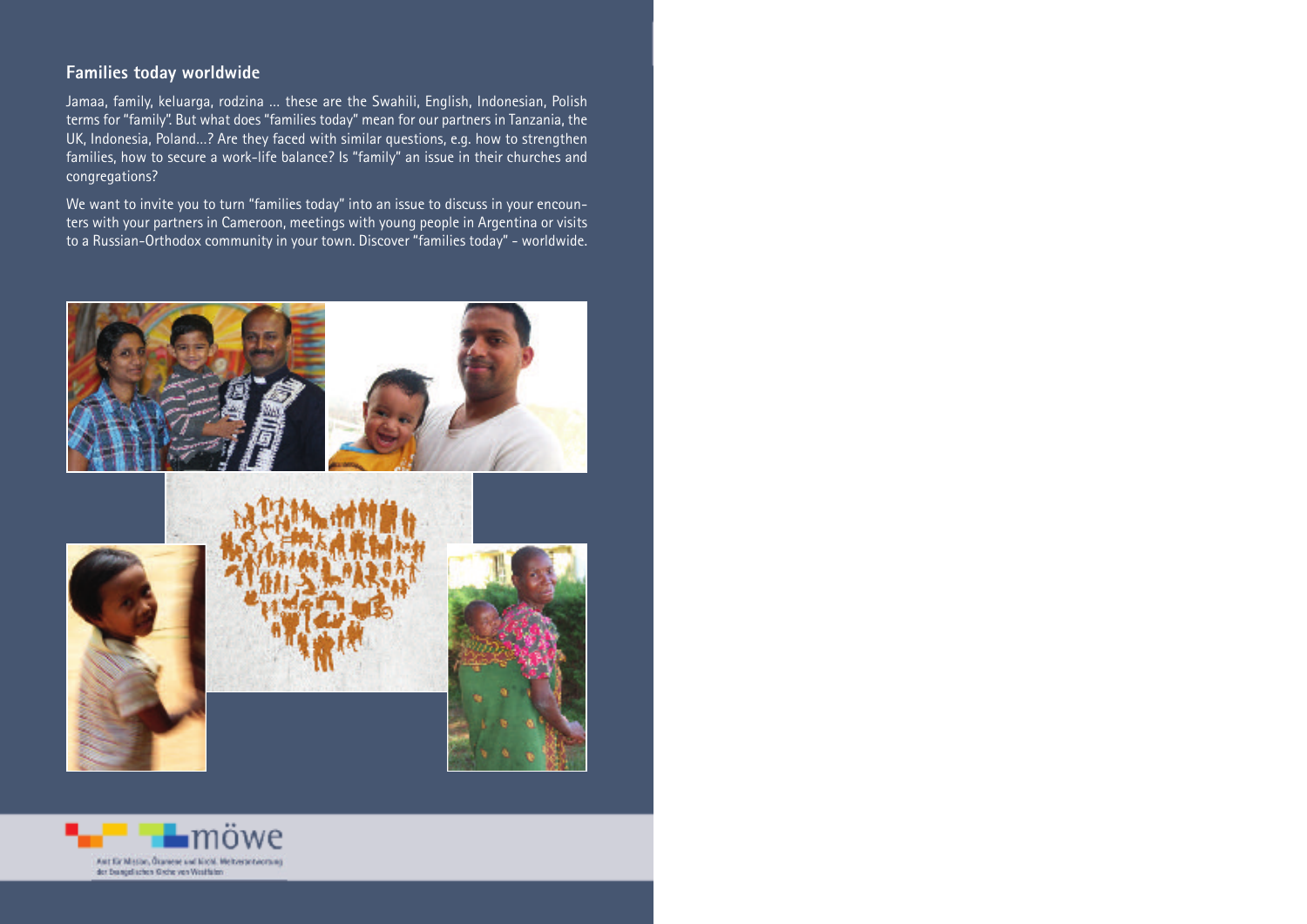## Families today worldwide

Jamaa, family, keluarga, rodzina ... these are the Swahili, English, Indonesian, Polish terms for "family". But what does "families today" mean for our partners in Tanzania, the UK, Indonesia, Poland...? Are they faced with similar questions, e.g. how to strengthen families, how to secure a work-life balance? Is "family" an issue in their churches and congregations?

We want to invite you to turn "families today" into an issue to discuss in your encounters with your partners in Cameroon, meetings with young people in Argentina or visits to a Russian-Orthodox community in your town. Discover "families today" - worldwide.

möwe

Amt für Mission, Ökumene und kirchl. Weltverantwortung der Evangelischen Kirche von Westfalen